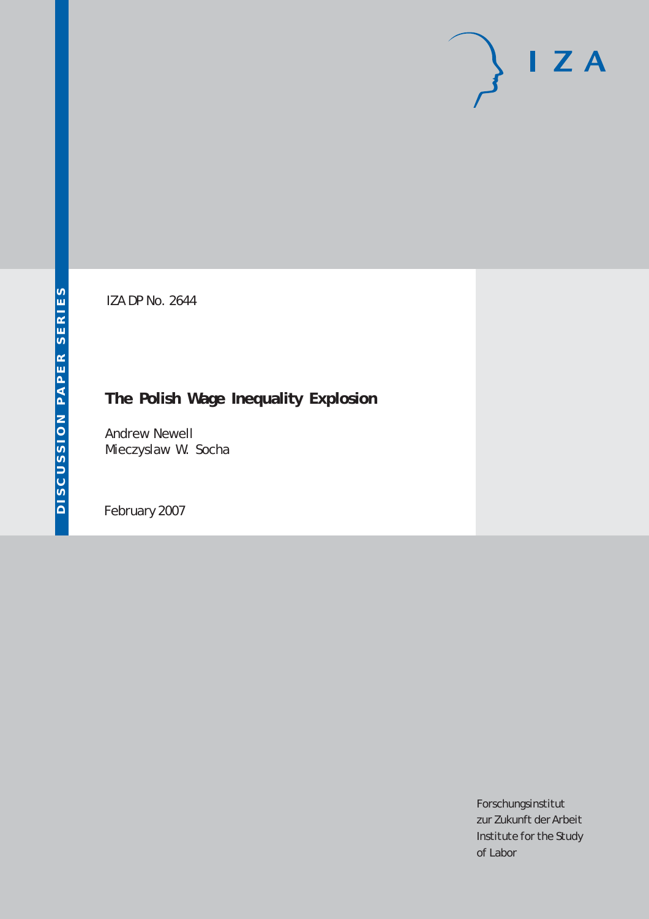DISCUSSION PAPER SERIES

IZA

IZA DP No. 2644

# The Polish Wage Inequality Explosion

Andrew Newell
Mieczyslaw W. Socha

February 2007

Forschungsinstitut
zur Zukunft der Arbeit
Institute for the Study
of Labor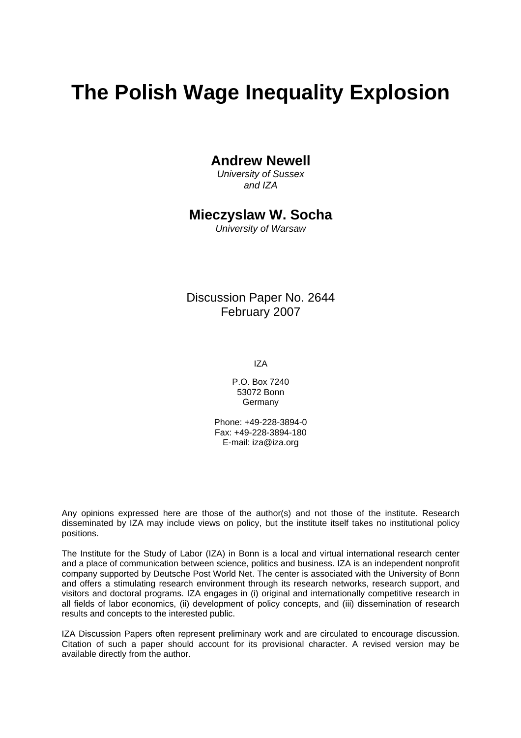# The Polish Wage Inequality Explosion

**Andrew Newell**
*University of Sussex and IZA*

**Mieczyslaw W. Socha**
*University of Warsaw*

Discussion Paper No. 2644
February 2007

IZA

P.O. Box 7240
53072 Bonn
Germany

Phone: +49-228-3894-0
Fax: +49-228-3894-180
E-mail: iza@iza.org

Any opinions expressed here are those of the author(s) and not those of the institute. Research disseminated by IZA may include views on policy, but the institute itself takes no institutional policy positions.

The Institute for the Study of Labor (IZA) in Bonn is a local and virtual international research center and a place of communication between science, politics and business. IZA is an independent nonprofit company supported by Deutsche Post World Net. The center is associated with the University of Bonn and offers a stimulating research environment through its research networks, research support, and visitors and doctoral programs. IZA engages in (i) original and internationally competitive research in all fields of labor economics, (ii) development of policy concepts, and (iii) dissemination of research results and concepts to the interested public.

IZA Discussion Papers often represent preliminary work and are circulated to encourage discussion. Citation of such a paper should account for its provisional character. A revised version may be available directly from the author.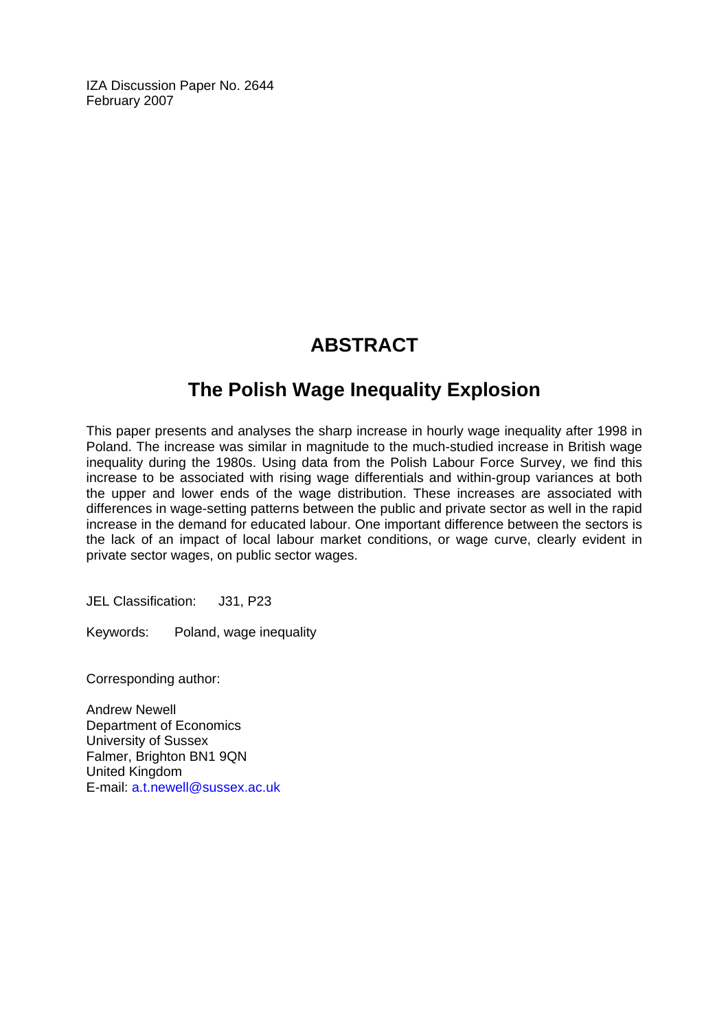IZA Discussion Paper No. 2644
February 2007

# ABSTRACT

## The Polish Wage Inequality Explosion

This paper presents and analyses the sharp increase in hourly wage inequality after 1998 in Poland. The increase was similar in magnitude to the much-studied increase in British wage inequality during the 1980s. Using data from the Polish Labour Force Survey, we find this increase to be associated with rising wage differentials and within-group variances at both the upper and lower ends of the wage distribution. These increases are associated with differences in wage-setting patterns between the public and private sector as well in the rapid increase in the demand for educated labour. One important difference between the sectors is the lack of an impact of local labour market conditions, or wage curve, clearly evident in private sector wages, on public sector wages.

JEL Classification: J31, P23

Keywords: Poland, wage inequality

Corresponding author:

Andrew Newell
Department of Economics
University of Sussex
Falmer, Brighton BN1 9QN
United Kingdom
E-mail: a.t.newell@sussex.ac.uk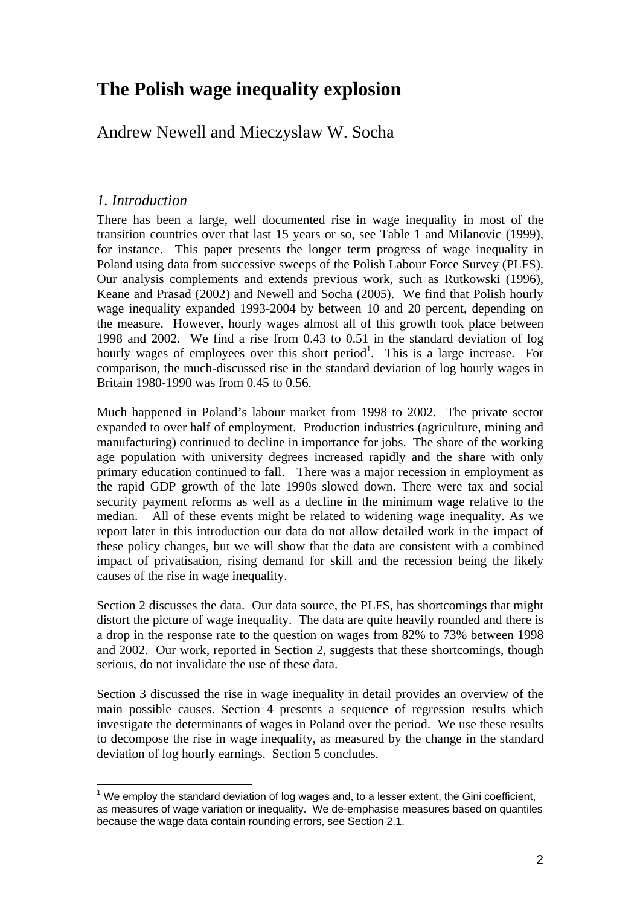# The Polish wage inequality explosion

Andrew Newell and Mieczyslaw W. Socha

## *1. Introduction*

There has been a large, well documented rise in wage inequality in most of the transition countries over that last 15 years or so, see Table 1 and Milanovic (1999), for instance. This paper presents the longer term progress of wage inequality in Poland using data from successive sweeps of the Polish Labour Force Survey (PLFS). Our analysis complements and extends previous work, such as Rutkowski (1996), Keane and Prasad (2002) and Newell and Socha (2005). We find that Polish hourly wage inequality expanded 1993-2004 by between 10 and 20 percent, depending on the measure. However, hourly wages almost all of this growth took place between 1998 and 2002. We find a rise from 0.43 to 0.51 in the standard deviation of log hourly wages of employees over this short period[1]. This is a large increase. For comparison, the much-discussed rise in the standard deviation of log hourly wages in Britain 1980-1990 was from 0.45 to 0.56.

Much happened in Poland's labour market from 1998 to 2002. The private sector expanded to over half of employment. Production industries (agriculture, mining and manufacturing) continued to decline in importance for jobs. The share of the working age population with university degrees increased rapidly and the share with only primary education continued to fall. There was a major recession in employment as the rapid GDP growth of the late 1990s slowed down. There were tax and social security payment reforms as well as a decline in the minimum wage relative to the median. All of these events might be related to widening wage inequality. As we report later in this introduction our data do not allow detailed work in the impact of these policy changes, but we will show that the data are consistent with a combined impact of privatisation, rising demand for skill and the recession being the likely causes of the rise in wage inequality.

Section 2 discusses the data. Our data source, the PLFS, has shortcomings that might distort the picture of wage inequality. The data are quite heavily rounded and there is a drop in the response rate to the question on wages from 82% to 73% between 1998 and 2002. Our work, reported in Section 2, suggests that these shortcomings, though serious, do not invalidate the use of these data.

Section 3 discussed the rise in wage inequality in detail provides an overview of the main possible causes. Section 4 presents a sequence of regression results which investigate the determinants of wages in Poland over the period. We use these results to decompose the rise in wage inequality, as measured by the change in the standard deviation of log hourly earnings. Section 5 concludes.

---

[1] We employ the standard deviation of log wages and, to a lesser extent, the Gini coefficient, as measures of wage variation or inequality. We de-emphasise measures based on quantiles because the wage data contain rounding errors, see Section 2.1.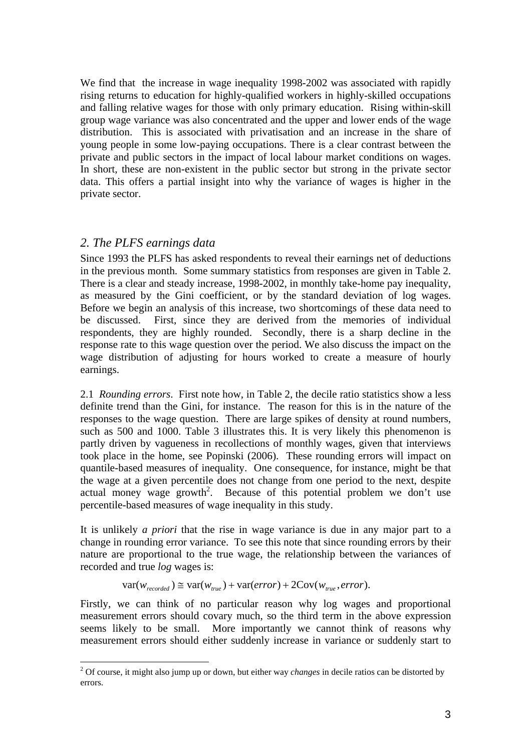We find that the increase in wage inequality 1998-2002 was associated with rapidly rising returns to education for highly-qualified workers in highly-skilled occupations and falling relative wages for those with only primary education. Rising within-skill group wage variance was also concentrated and the upper and lower ends of the wage distribution. This is associated with privatisation and an increase in the share of young people in some low-paying occupations. There is a clear contrast between the private and public sectors in the impact of local labour market conditions on wages. In short, these are non-existent in the public sector but strong in the private sector data. This offers a partial insight into why the variance of wages is higher in the private sector.

## *2. The PLFS earnings data*

Since 1993 the PLFS has asked respondents to reveal their earnings net of deductions in the previous month. Some summary statistics from responses are given in Table 2. There is a clear and steady increase, 1998-2002, in monthly take-home pay inequality, as measured by the Gini coefficient, or by the standard deviation of log wages. Before we begin an analysis of this increase, two shortcomings of these data need to be discussed. First, since they are derived from the memories of individual respondents, they are highly rounded. Secondly, there is a sharp decline in the response rate to this wage question over the period. We also discuss the impact on the wage distribution of adjusting for hours worked to create a measure of hourly earnings.

2.1 *Rounding errors*. First note how, in Table 2, the decile ratio statistics show a less definite trend than the Gini, for instance. The reason for this is in the nature of the responses to the wage question. There are large spikes of density at round numbers, such as 500 and 1000. Table 3 illustrates this. It is very likely this phenomenon is partly driven by vagueness in recollections of monthly wages, given that interviews took place in the home, see Popinski (2006). These rounding errors will impact on quantile-based measures of inequality. One consequence, for instance, might be that the wage at a given percentile does not change from one period to the next, despite actual money wage growth[2]. Because of this potential problem we don't use percentile-based measures of wage inequality in this study.

It is unlikely *a priori* that the rise in wage variance is due in any major part to a change in rounding error variance. To see this note that since rounding errors by their nature are proportional to the true wage, the relationship between the variances of recorded and true *log* wages is:

$$\mathrm{var}(w_{recorded}) \cong \mathrm{var}(w_{true}) + \mathrm{var}(error) + 2\mathrm{Cov}(w_{true}, error).$$

Firstly, we can think of no particular reason why log wages and proportional measurement errors should covary much, so the third term in the above expression seems likely to be small. More importantly we cannot think of reasons why measurement errors should either suddenly increase in variance or suddenly start to

[2] Of course, it might also jump up or down, but either way *changes* in decile ratios can be distorted by errors.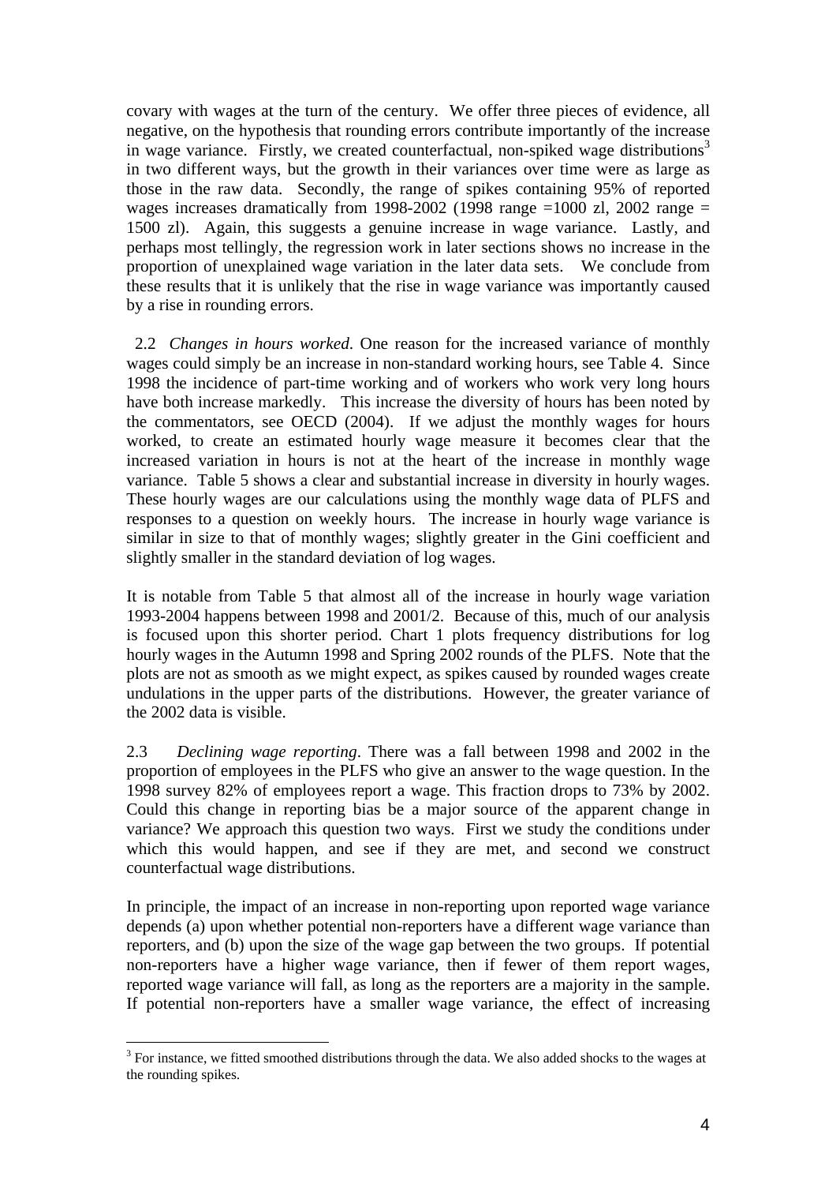covary with wages at the turn of the century. We offer three pieces of evidence, all negative, on the hypothesis that rounding errors contribute importantly of the increase in wage variance. Firstly, we created counterfactual, non-spiked wage distributions[3] in two different ways, but the growth in their variances over time were as large as those in the raw data. Secondly, the range of spikes containing 95% of reported wages increases dramatically from 1998-2002 (1998 range =1000 zl, 2002 range = 1500 zl). Again, this suggests a genuine increase in wage variance. Lastly, and perhaps most tellingly, the regression work in later sections shows no increase in the proportion of unexplained wage variation in the later data sets. We conclude from these results that it is unlikely that the rise in wage variance was importantly caused by a rise in rounding errors.

2.2 *Changes in hours worked*. One reason for the increased variance of monthly wages could simply be an increase in non-standard working hours, see Table 4. Since 1998 the incidence of part-time working and of workers who work very long hours have both increase markedly. This increase the diversity of hours has been noted by the commentators, see OECD (2004). If we adjust the monthly wages for hours worked, to create an estimated hourly wage measure it becomes clear that the increased variation in hours is not at the heart of the increase in monthly wage variance. Table 5 shows a clear and substantial increase in diversity in hourly wages. These hourly wages are our calculations using the monthly wage data of PLFS and responses to a question on weekly hours. The increase in hourly wage variance is similar in size to that of monthly wages; slightly greater in the Gini coefficient and slightly smaller in the standard deviation of log wages.

It is notable from Table 5 that almost all of the increase in hourly wage variation 1993-2004 happens between 1998 and 2001/2. Because of this, much of our analysis is focused upon this shorter period. Chart 1 plots frequency distributions for log hourly wages in the Autumn 1998 and Spring 2002 rounds of the PLFS. Note that the plots are not as smooth as we might expect, as spikes caused by rounded wages create undulations in the upper parts of the distributions. However, the greater variance of the 2002 data is visible.

2.3 *Declining wage reporting*. There was a fall between 1998 and 2002 in the proportion of employees in the PLFS who give an answer to the wage question. In the 1998 survey 82% of employees report a wage. This fraction drops to 73% by 2002. Could this change in reporting bias be a major source of the apparent change in variance? We approach this question two ways. First we study the conditions under which this would happen, and see if they are met, and second we construct counterfactual wage distributions.

In principle, the impact of an increase in non-reporting upon reported wage variance depends (a) upon whether potential non-reporters have a different wage variance than reporters, and (b) upon the size of the wage gap between the two groups. If potential non-reporters have a higher wage variance, then if fewer of them report wages, reported wage variance will fall, as long as the reporters are a majority in the sample. If potential non-reporters have a smaller wage variance, the effect of increasing

[3] For instance, we fitted smoothed distributions through the data. We also added shocks to the wages at the rounding spikes.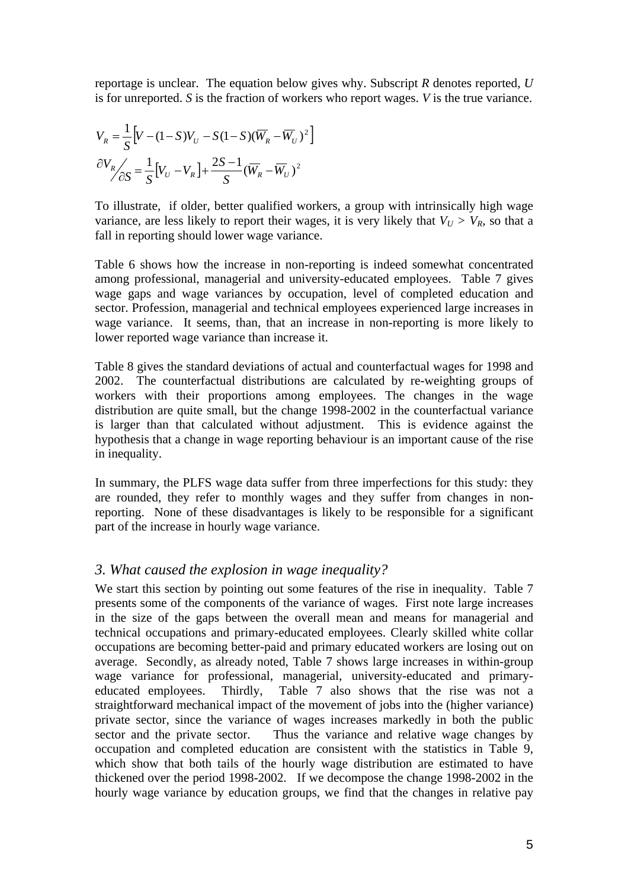reportage is unclear. The equation below gives why. Subscript $R$ denotes reported, $U$ is for unreported. $S$ is the fraction of workers who report wages. $V$ is the true variance.

$$V_R = \frac{1}{S}\left[V - (1-S)V_U - S(1-S)(\overline{W}_R - \overline{W}_U)^2\right]$$

$$\partial V_R \big/ \partial S = \frac{1}{S}\left[V_U - V_R\right] + \frac{2S-1}{S}(\overline{W}_R - \overline{W}_U)^2$$

To illustrate, if older, better qualified workers, a group with intrinsically high wage variance, are less likely to report their wages, it is very likely that $V_U > V_R$, so that a fall in reporting should lower wage variance.

Table 6 shows how the increase in non-reporting is indeed somewhat concentrated among professional, managerial and university-educated employees. Table 7 gives wage gaps and wage variances by occupation, level of completed education and sector. Profession, managerial and technical employees experienced large increases in wage variance. It seems, than, that an increase in non-reporting is more likely to lower reported wage variance than increase it.

Table 8 gives the standard deviations of actual and counterfactual wages for 1998 and 2002. The counterfactual distributions are calculated by re-weighting groups of workers with their proportions among employees. The changes in the wage distribution are quite small, but the change 1998-2002 in the counterfactual variance is larger than that calculated without adjustment. This is evidence against the hypothesis that a change in wage reporting behaviour is an important cause of the rise in inequality.

In summary, the PLFS wage data suffer from three imperfections for this study: they are rounded, they refer to monthly wages and they suffer from changes in non-reporting. None of these disadvantages is likely to be responsible for a significant part of the increase in hourly wage variance.

## *3. What caused the explosion in wage inequality?*

We start this section by pointing out some features of the rise in inequality. Table 7 presents some of the components of the variance of wages. First note large increases in the size of the gaps between the overall mean and means for managerial and technical occupations and primary-educated employees. Clearly skilled white collar occupations are becoming better-paid and primary educated workers are losing out on average. Secondly, as already noted, Table 7 shows large increases in within-group wage variance for professional, managerial, university-educated and primary-educated employees. Thirdly, Table 7 also shows that the rise was not a straightforward mechanical impact of the movement of jobs into the (higher variance) private sector, since the variance of wages increases markedly in both the public sector and the private sector. Thus the variance and relative wage changes by occupation and completed education are consistent with the statistics in Table 9, which show that both tails of the hourly wage distribution are estimated to have thickened over the period 1998-2002. If we decompose the change 1998-2002 in the hourly wage variance by education groups, we find that the changes in relative pay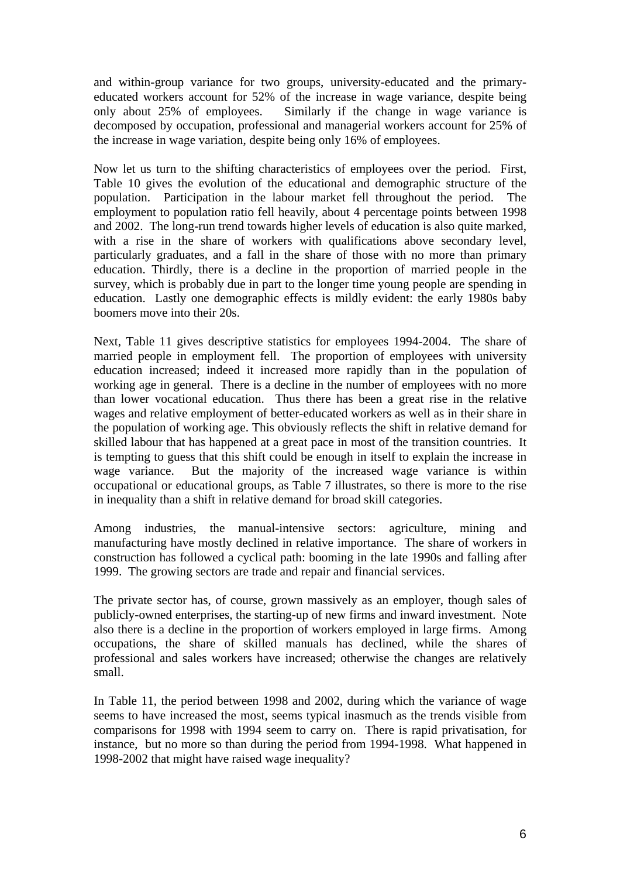and within-group variance for two groups, university-educated and the primary-educated workers account for 52% of the increase in wage variance, despite being only about 25% of employees. Similarly if the change in wage variance is decomposed by occupation, professional and managerial workers account for 25% of the increase in wage variation, despite being only 16% of employees.

Now let us turn to the shifting characteristics of employees over the period. First, Table 10 gives the evolution of the educational and demographic structure of the population. Participation in the labour market fell throughout the period. The employment to population ratio fell heavily, about 4 percentage points between 1998 and 2002. The long-run trend towards higher levels of education is also quite marked, with a rise in the share of workers with qualifications above secondary level, particularly graduates, and a fall in the share of those with no more than primary education. Thirdly, there is a decline in the proportion of married people in the survey, which is probably due in part to the longer time young people are spending in education. Lastly one demographic effects is mildly evident: the early 1980s baby boomers move into their 20s.

Next, Table 11 gives descriptive statistics for employees 1994-2004. The share of married people in employment fell. The proportion of employees with university education increased; indeed it increased more rapidly than in the population of working age in general. There is a decline in the number of employees with no more than lower vocational education. Thus there has been a great rise in the relative wages and relative employment of better-educated workers as well as in their share in the population of working age. This obviously reflects the shift in relative demand for skilled labour that has happened at a great pace in most of the transition countries. It is tempting to guess that this shift could be enough in itself to explain the increase in wage variance. But the majority of the increased wage variance is within occupational or educational groups, as Table 7 illustrates, so there is more to the rise in inequality than a shift in relative demand for broad skill categories.

Among industries, the manual-intensive sectors: agriculture, mining and manufacturing have mostly declined in relative importance. The share of workers in construction has followed a cyclical path: booming in the late 1990s and falling after 1999. The growing sectors are trade and repair and financial services.

The private sector has, of course, grown massively as an employer, though sales of publicly-owned enterprises, the starting-up of new firms and inward investment. Note also there is a decline in the proportion of workers employed in large firms. Among occupations, the share of skilled manuals has declined, while the shares of professional and sales workers have increased; otherwise the changes are relatively small.

In Table 11, the period between 1998 and 2002, during which the variance of wage seems to have increased the most, seems typical inasmuch as the trends visible from comparisons for 1998 with 1994 seem to carry on. There is rapid privatisation, for instance, but no more so than during the period from 1994-1998. What happened in 1998-2002 that might have raised wage inequality?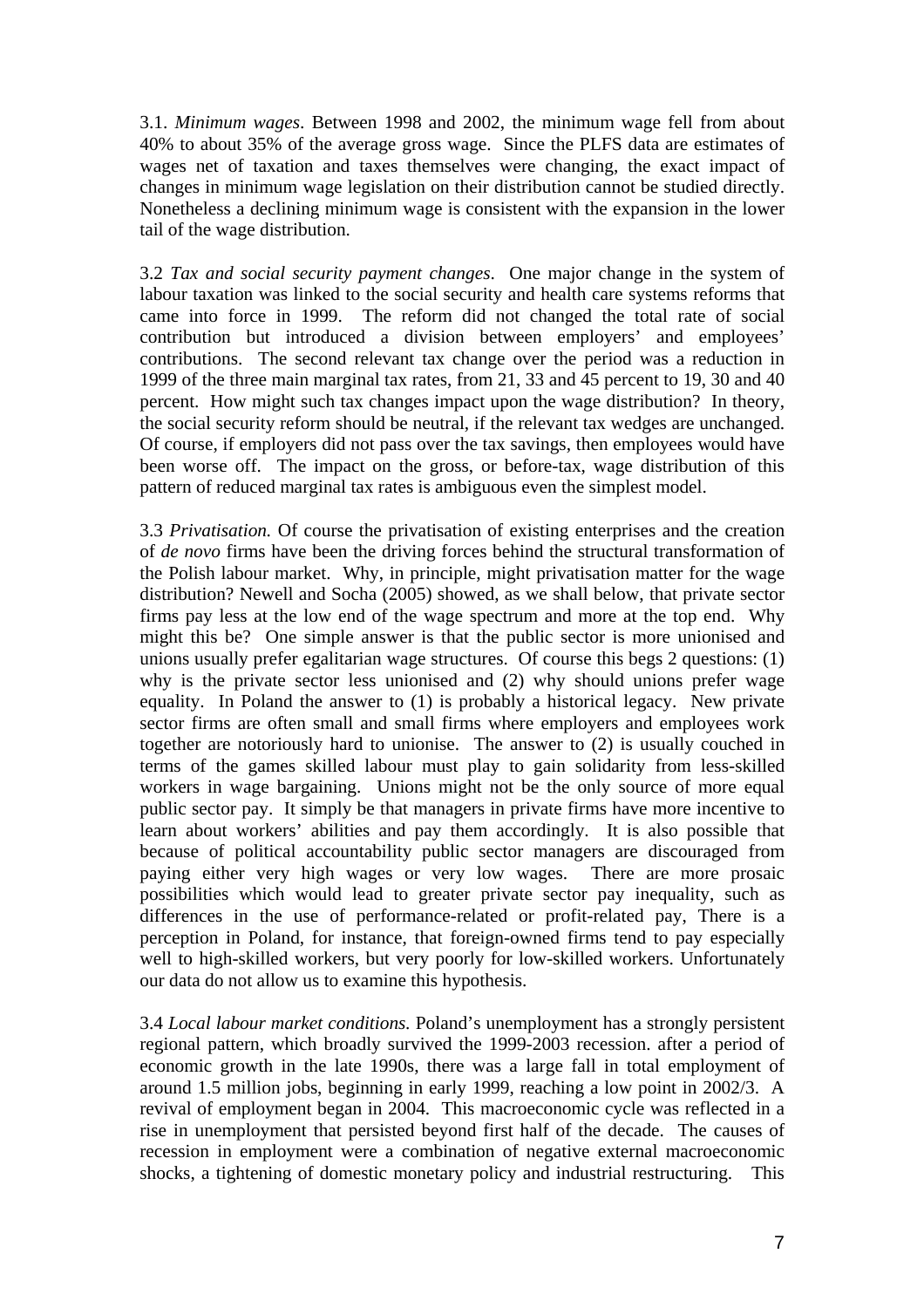3.1. *Minimum wages*. Between 1998 and 2002, the minimum wage fell from about 40% to about 35% of the average gross wage. Since the PLFS data are estimates of wages net of taxation and taxes themselves were changing, the exact impact of changes in minimum wage legislation on their distribution cannot be studied directly. Nonetheless a declining minimum wage is consistent with the expansion in the lower tail of the wage distribution.

3.2 *Tax and social security payment changes*. One major change in the system of labour taxation was linked to the social security and health care systems reforms that came into force in 1999. The reform did not changed the total rate of social contribution but introduced a division between employers' and employees' contributions. The second relevant tax change over the period was a reduction in 1999 of the three main marginal tax rates, from 21, 33 and 45 percent to 19, 30 and 40 percent. How might such tax changes impact upon the wage distribution? In theory, the social security reform should be neutral, if the relevant tax wedges are unchanged. Of course, if employers did not pass over the tax savings, then employees would have been worse off. The impact on the gross, or before-tax, wage distribution of this pattern of reduced marginal tax rates is ambiguous even the simplest model.

3.3 *Privatisation.* Of course the privatisation of existing enterprises and the creation of *de novo* firms have been the driving forces behind the structural transformation of the Polish labour market. Why, in principle, might privatisation matter for the wage distribution? Newell and Socha (2005) showed, as we shall below, that private sector firms pay less at the low end of the wage spectrum and more at the top end. Why might this be? One simple answer is that the public sector is more unionised and unions usually prefer egalitarian wage structures. Of course this begs 2 questions: (1) why is the private sector less unionised and (2) why should unions prefer wage equality. In Poland the answer to (1) is probably a historical legacy. New private sector firms are often small and small firms where employers and employees work together are notoriously hard to unionise. The answer to (2) is usually couched in terms of the games skilled labour must play to gain solidarity from less-skilled workers in wage bargaining. Unions might not be the only source of more equal public sector pay. It simply be that managers in private firms have more incentive to learn about workers' abilities and pay them accordingly. It is also possible that because of political accountability public sector managers are discouraged from paying either very high wages or very low wages. There are more prosaic possibilities which would lead to greater private sector pay inequality, such as differences in the use of performance-related or profit-related pay, There is a perception in Poland, for instance, that foreign-owned firms tend to pay especially well to high-skilled workers, but very poorly for low-skilled workers. Unfortunately our data do not allow us to examine this hypothesis.

3.4 *Local labour market conditions.* Poland's unemployment has a strongly persistent regional pattern, which broadly survived the 1999-2003 recession. after a period of economic growth in the late 1990s, there was a large fall in total employment of around 1.5 million jobs, beginning in early 1999, reaching a low point in 2002/3. A revival of employment began in 2004. This macroeconomic cycle was reflected in a rise in unemployment that persisted beyond first half of the decade. The causes of recession in employment were a combination of negative external macroeconomic shocks, a tightening of domestic monetary policy and industrial restructuring. This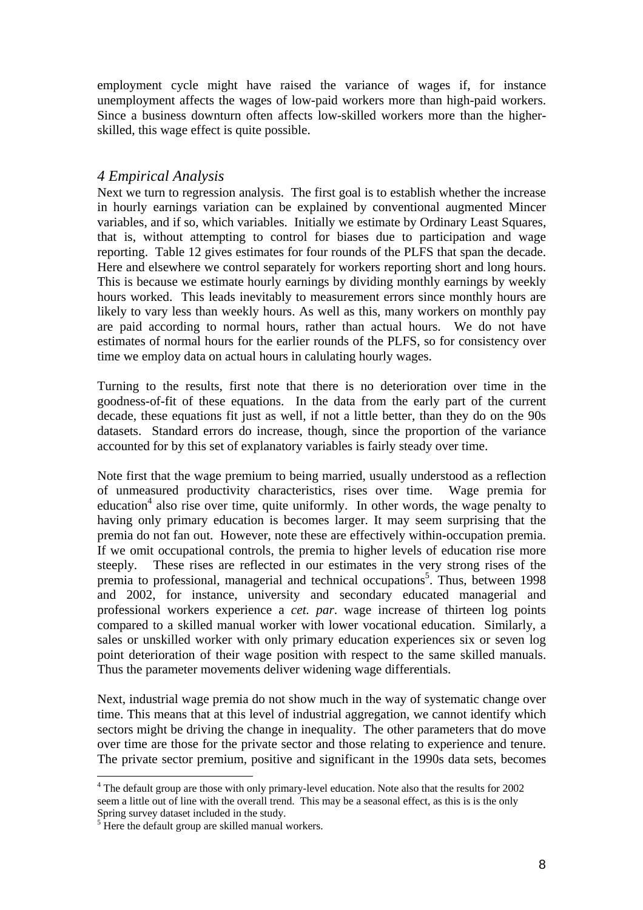employment cycle might have raised the variance of wages if, for instance unemployment affects the wages of low-paid workers more than high-paid workers. Since a business downturn often affects low-skilled workers more than the higher-skilled, this wage effect is quite possible.

## *4 Empirical Analysis*

Next we turn to regression analysis. The first goal is to establish whether the increase in hourly earnings variation can be explained by conventional augmented Mincer variables, and if so, which variables. Initially we estimate by Ordinary Least Squares, that is, without attempting to control for biases due to participation and wage reporting. Table 12 gives estimates for four rounds of the PLFS that span the decade. Here and elsewhere we control separately for workers reporting short and long hours. This is because we estimate hourly earnings by dividing monthly earnings by weekly hours worked. This leads inevitably to measurement errors since monthly hours are likely to vary less than weekly hours. As well as this, many workers on monthly pay are paid according to normal hours, rather than actual hours. We do not have estimates of normal hours for the earlier rounds of the PLFS, so for consistency over time we employ data on actual hours in calulating hourly wages.

Turning to the results, first note that there is no deterioration over time in the goodness-of-fit of these equations. In the data from the early part of the current decade, these equations fit just as well, if not a little better, than they do on the 90s datasets. Standard errors do increase, though, since the proportion of the variance accounted for by this set of explanatory variables is fairly steady over time.

Note first that the wage premium to being married, usually understood as a reflection of unmeasured productivity characteristics, rises over time. Wage premia for education[4] also rise over time, quite uniformly. In other words, the wage penalty to having only primary education is becomes larger. It may seem surprising that the premia do not fan out. However, note these are effectively within-occupation premia. If we omit occupational controls, the premia to higher levels of education rise more steeply. These rises are reflected in our estimates in the very strong rises of the premia to professional, managerial and technical occupations[5]. Thus, between 1998 and 2002, for instance, university and secondary educated managerial and professional workers experience a *cet. par*. wage increase of thirteen log points compared to a skilled manual worker with lower vocational education. Similarly, a sales or unskilled worker with only primary education experiences six or seven log point deterioration of their wage position with respect to the same skilled manuals. Thus the parameter movements deliver widening wage differentials.

Next, industrial wage premia do not show much in the way of systematic change over time. This means that at this level of industrial aggregation, we cannot identify which sectors might be driving the change in inequality. The other parameters that do move over time are those for the private sector and those relating to experience and tenure. The private sector premium, positive and significant in the 1990s data sets, becomes

---

[4] The default group are those with only primary-level education. Note also that the results for 2002 seem a little out of line with the overall trend. This may be a seasonal effect, as this is is the only Spring survey dataset included in the study.

[5] Here the default group are skilled manual workers.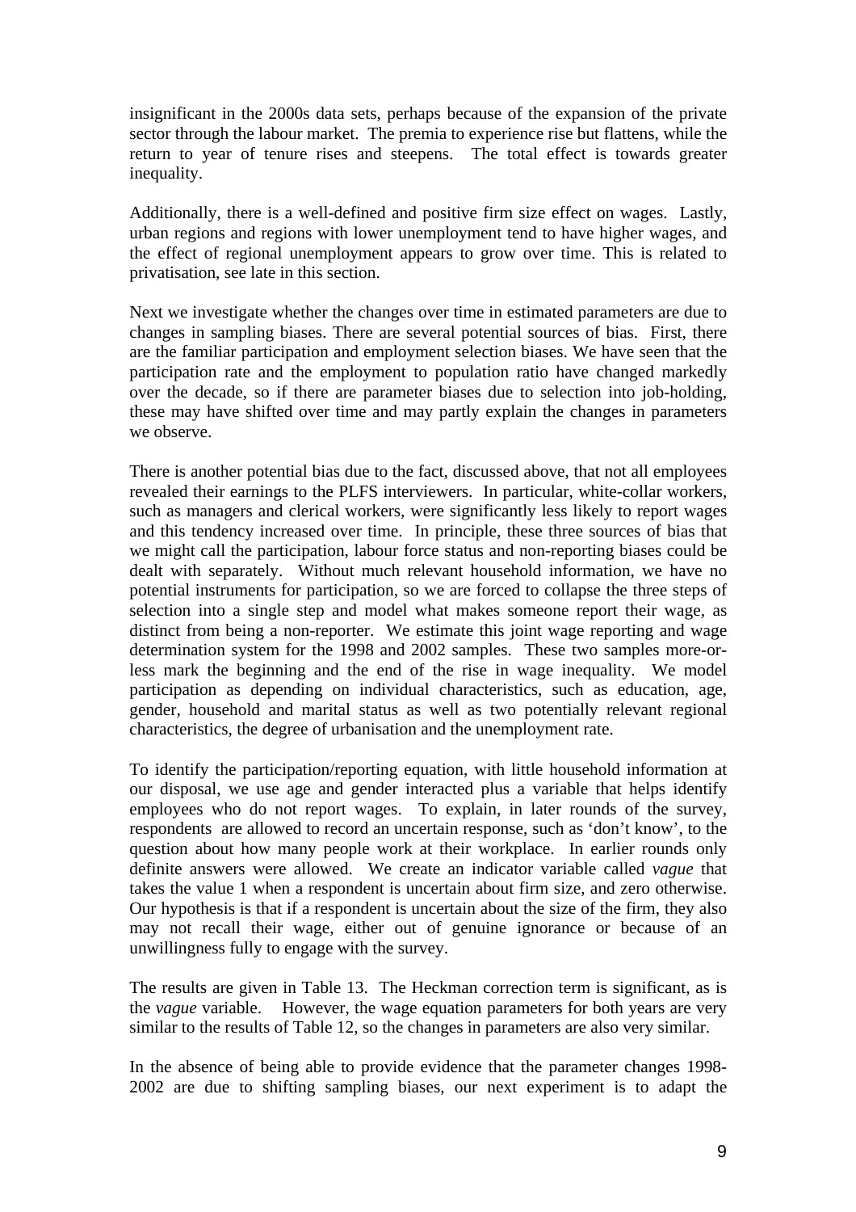insignificant in the 2000s data sets, perhaps because of the expansion of the private sector through the labour market. The premia to experience rise but flattens, while the return to year of tenure rises and steepens. The total effect is towards greater inequality.

Additionally, there is a well-defined and positive firm size effect on wages. Lastly, urban regions and regions with lower unemployment tend to have higher wages, and the effect of regional unemployment appears to grow over time. This is related to privatisation, see late in this section.

Next we investigate whether the changes over time in estimated parameters are due to changes in sampling biases. There are several potential sources of bias. First, there are the familiar participation and employment selection biases. We have seen that the participation rate and the employment to population ratio have changed markedly over the decade, so if there are parameter biases due to selection into job-holding, these may have shifted over time and may partly explain the changes in parameters we observe.

There is another potential bias due to the fact, discussed above, that not all employees revealed their earnings to the PLFS interviewers. In particular, white-collar workers, such as managers and clerical workers, were significantly less likely to report wages and this tendency increased over time. In principle, these three sources of bias that we might call the participation, labour force status and non-reporting biases could be dealt with separately. Without much relevant household information, we have no potential instruments for participation, so we are forced to collapse the three steps of selection into a single step and model what makes someone report their wage, as distinct from being a non-reporter. We estimate this joint wage reporting and wage determination system for the 1998 and 2002 samples. These two samples more-or-less mark the beginning and the end of the rise in wage inequality. We model participation as depending on individual characteristics, such as education, age, gender, household and marital status as well as two potentially relevant regional characteristics, the degree of urbanisation and the unemployment rate.

To identify the participation/reporting equation, with little household information at our disposal, we use age and gender interacted plus a variable that helps identify employees who do not report wages. To explain, in later rounds of the survey, respondents are allowed to record an uncertain response, such as 'don't know', to the question about how many people work at their workplace. In earlier rounds only definite answers were allowed. We create an indicator variable called *vague* that takes the value 1 when a respondent is uncertain about firm size, and zero otherwise. Our hypothesis is that if a respondent is uncertain about the size of the firm, they also may not recall their wage, either out of genuine ignorance or because of an unwillingness fully to engage with the survey.

The results are given in Table 13. The Heckman correction term is significant, as is the *vague* variable. However, the wage equation parameters for both years are very similar to the results of Table 12, so the changes in parameters are also very similar.

In the absence of being able to provide evidence that the parameter changes 1998-2002 are due to shifting sampling biases, our next experiment is to adapt the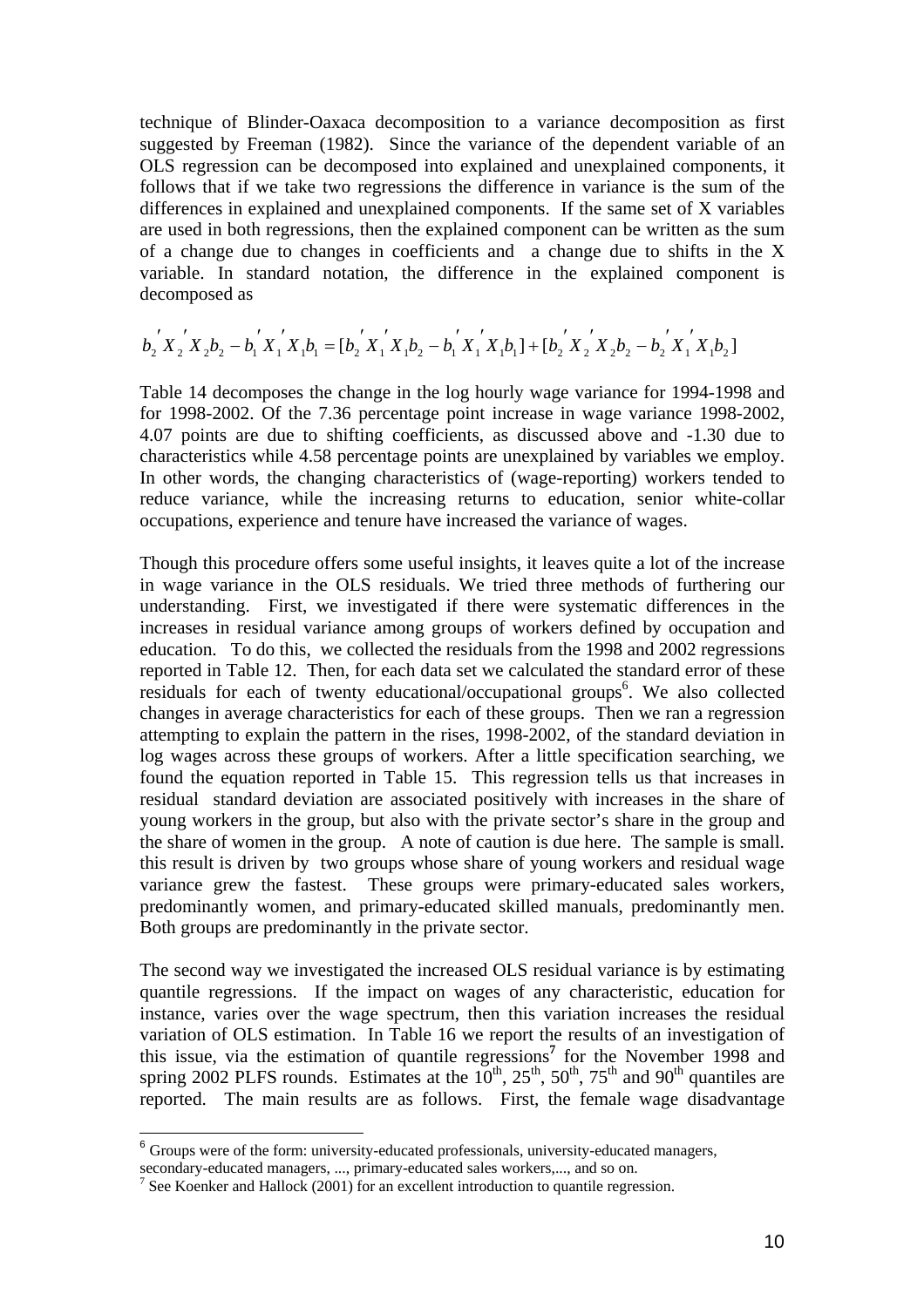technique of Blinder-Oaxaca decomposition to a variance decomposition as first suggested by Freeman (1982). Since the variance of the dependent variable of an OLS regression can be decomposed into explained and unexplained components, it follows that if we take two regressions the difference in variance is the sum of the differences in explained and unexplained components. If the same set of X variables are used in both regressions, then the explained component can be written as the sum of a change due to changes in coefficients and a change due to shifts in the X variable. In standard notation, the difference in the explained component is decomposed as

$$b_2' X_2' X_2 b_2 - b_1' X_1' X_1 b_1 = [b_2' X_1' X_1 b_2 - b_1' X_1' X_1 b_1] + [b_2' X_2' X_2 b_2 - b_2' X_1' X_1 b_2]$$

Table 14 decomposes the change in the log hourly wage variance for 1994-1998 and for 1998-2002. Of the 7.36 percentage point increase in wage variance 1998-2002, 4.07 points are due to shifting coefficients, as discussed above and -1.30 due to characteristics while 4.58 percentage points are unexplained by variables we employ. In other words, the changing characteristics of (wage-reporting) workers tended to reduce variance, while the increasing returns to education, senior white-collar occupations, experience and tenure have increased the variance of wages.

Though this procedure offers some useful insights, it leaves quite a lot of the increase in wage variance in the OLS residuals. We tried three methods of furthering our understanding. First, we investigated if there were systematic differences in the increases in residual variance among groups of workers defined by occupation and education. To do this, we collected the residuals from the 1998 and 2002 regressions reported in Table 12. Then, for each data set we calculated the standard error of these residuals for each of twenty educational/occupational groups[6]. We also collected changes in average characteristics for each of these groups. Then we ran a regression attempting to explain the pattern in the rises, 1998-2002, of the standard deviation in log wages across these groups of workers. After a little specification searching, we found the equation reported in Table 15. This regression tells us that increases in residual standard deviation are associated positively with increases in the share of young workers in the group, but also with the private sector's share in the group and the share of women in the group. A note of caution is due here. The sample is small. this result is driven by two groups whose share of young workers and residual wage variance grew the fastest. These groups were primary-educated sales workers, predominantly women, and primary-educated skilled manuals, predominantly men. Both groups are predominantly in the private sector.

The second way we investigated the increased OLS residual variance is by estimating quantile regressions. If the impact on wages of any characteristic, education for instance, varies over the wage spectrum, then this variation increases the residual variation of OLS estimation. In Table 16 we report the results of an investigation of this issue, via the estimation of quantile regressions[7] for the November 1998 and spring 2002 PLFS rounds. Estimates at the 10th, 25th, 50th, 75th and 90th quantiles are reported. The main results are as follows. First, the female wage disadvantage

[6] Groups were of the form: university-educated professionals, university-educated managers, secondary-educated managers, ..., primary-educated sales workers,..., and so on.

[7] See Koenker and Hallock (2001) for an excellent introduction to quantile regression.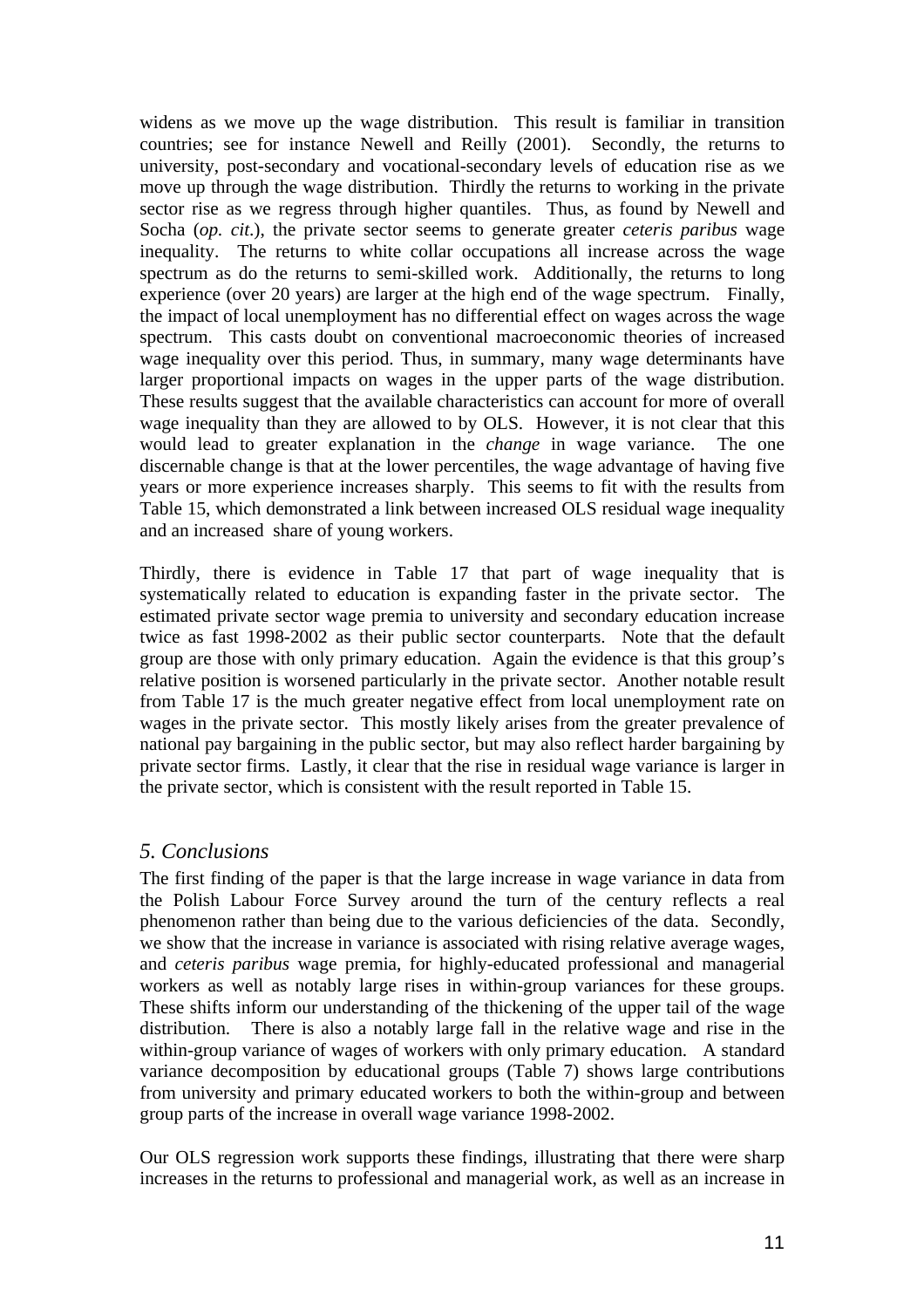widens as we move up the wage distribution. This result is familiar in transition countries; see for instance Newell and Reilly (2001). Secondly, the returns to university, post-secondary and vocational-secondary levels of education rise as we move up through the wage distribution. Thirdly the returns to working in the private sector rise as we regress through higher quantiles. Thus, as found by Newell and Socha (*op. cit.*), the private sector seems to generate greater *ceteris paribus* wage inequality. The returns to white collar occupations all increase across the wage spectrum as do the returns to semi-skilled work. Additionally, the returns to long experience (over 20 years) are larger at the high end of the wage spectrum. Finally, the impact of local unemployment has no differential effect on wages across the wage spectrum. This casts doubt on conventional macroeconomic theories of increased wage inequality over this period. Thus, in summary, many wage determinants have larger proportional impacts on wages in the upper parts of the wage distribution. These results suggest that the available characteristics can account for more of overall wage inequality than they are allowed to by OLS. However, it is not clear that this would lead to greater explanation in the *change* in wage variance. The one discernable change is that at the lower percentiles, the wage advantage of having five years or more experience increases sharply. This seems to fit with the results from Table 15, which demonstrated a link between increased OLS residual wage inequality and an increased share of young workers.

Thirdly, there is evidence in Table 17 that part of wage inequality that is systematically related to education is expanding faster in the private sector. The estimated private sector wage premia to university and secondary education increase twice as fast 1998-2002 as their public sector counterparts. Note that the default group are those with only primary education. Again the evidence is that this group's relative position is worsened particularly in the private sector. Another notable result from Table 17 is the much greater negative effect from local unemployment rate on wages in the private sector. This mostly likely arises from the greater prevalence of national pay bargaining in the public sector, but may also reflect harder bargaining by private sector firms. Lastly, it clear that the rise in residual wage variance is larger in the private sector, which is consistent with the result reported in Table 15.

## *5. Conclusions*

The first finding of the paper is that the large increase in wage variance in data from the Polish Labour Force Survey around the turn of the century reflects a real phenomenon rather than being due to the various deficiencies of the data. Secondly, we show that the increase in variance is associated with rising relative average wages, and *ceteris paribus* wage premia, for highly-educated professional and managerial workers as well as notably large rises in within-group variances for these groups. These shifts inform our understanding of the thickening of the upper tail of the wage distribution. There is also a notably large fall in the relative wage and rise in the within-group variance of wages of workers with only primary education. A standard variance decomposition by educational groups (Table 7) shows large contributions from university and primary educated workers to both the within-group and between group parts of the increase in overall wage variance 1998-2002.

Our OLS regression work supports these findings, illustrating that there were sharp increases in the returns to professional and managerial work, as well as an increase in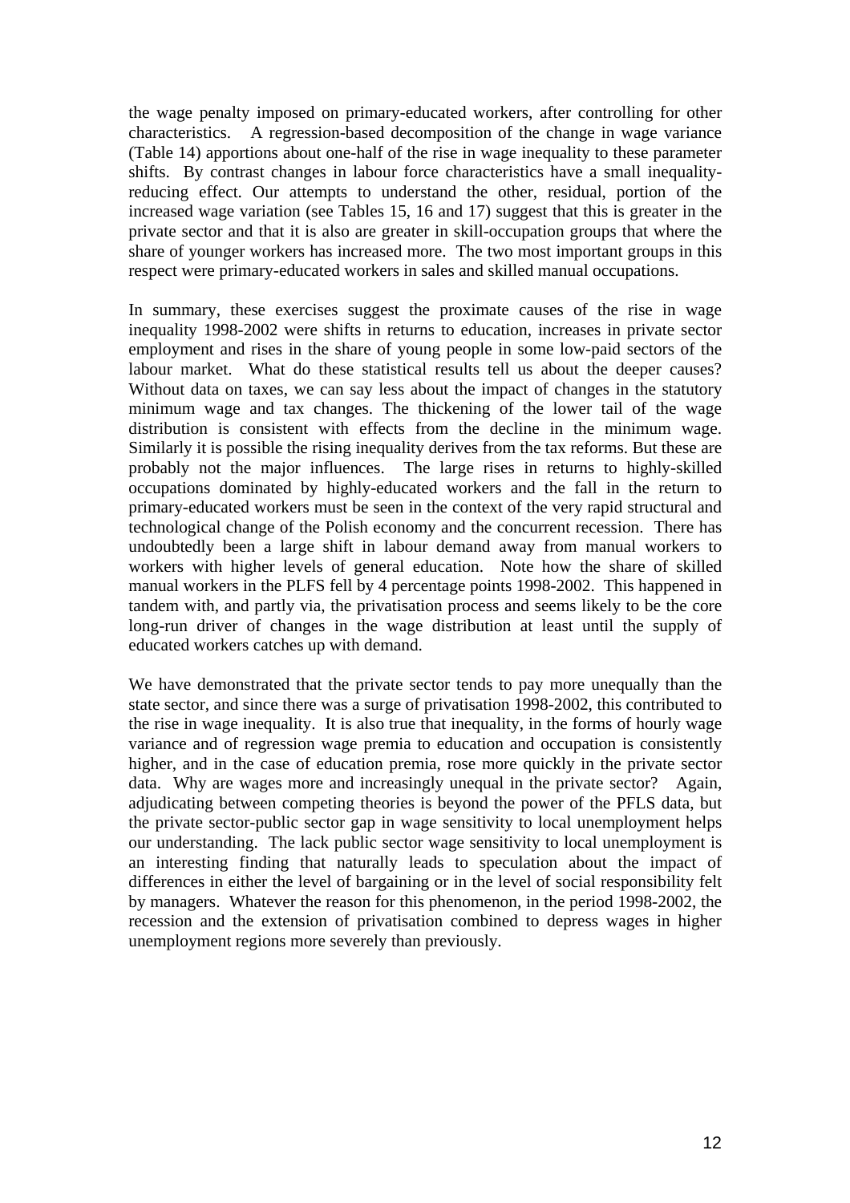the wage penalty imposed on primary-educated workers, after controlling for other characteristics. A regression-based decomposition of the change in wage variance (Table 14) apportions about one-half of the rise in wage inequality to these parameter shifts. By contrast changes in labour force characteristics have a small inequality-reducing effect. Our attempts to understand the other, residual, portion of the increased wage variation (see Tables 15, 16 and 17) suggest that this is greater in the private sector and that it is also are greater in skill-occupation groups that where the share of younger workers has increased more. The two most important groups in this respect were primary-educated workers in sales and skilled manual occupations.

In summary, these exercises suggest the proximate causes of the rise in wage inequality 1998-2002 were shifts in returns to education, increases in private sector employment and rises in the share of young people in some low-paid sectors of the labour market. What do these statistical results tell us about the deeper causes? Without data on taxes, we can say less about the impact of changes in the statutory minimum wage and tax changes. The thickening of the lower tail of the wage distribution is consistent with effects from the decline in the minimum wage. Similarly it is possible the rising inequality derives from the tax reforms. But these are probably not the major influences. The large rises in returns to highly-skilled occupations dominated by highly-educated workers and the fall in the return to primary-educated workers must be seen in the context of the very rapid structural and technological change of the Polish economy and the concurrent recession. There has undoubtedly been a large shift in labour demand away from manual workers to workers with higher levels of general education. Note how the share of skilled manual workers in the PLFS fell by 4 percentage points 1998-2002. This happened in tandem with, and partly via, the privatisation process and seems likely to be the core long-run driver of changes in the wage distribution at least until the supply of educated workers catches up with demand.

We have demonstrated that the private sector tends to pay more unequally than the state sector, and since there was a surge of privatisation 1998-2002, this contributed to the rise in wage inequality. It is also true that inequality, in the forms of hourly wage variance and of regression wage premia to education and occupation is consistently higher, and in the case of education premia, rose more quickly in the private sector data. Why are wages more and increasingly unequal in the private sector? Again, adjudicating between competing theories is beyond the power of the PFLS data, but the private sector-public sector gap in wage sensitivity to local unemployment helps our understanding. The lack public sector wage sensitivity to local unemployment is an interesting finding that naturally leads to speculation about the impact of differences in either the level of bargaining or in the level of social responsibility felt by managers. Whatever the reason for this phenomenon, in the period 1998-2002, the recession and the extension of privatisation combined to depress wages in higher unemployment regions more severely than previously.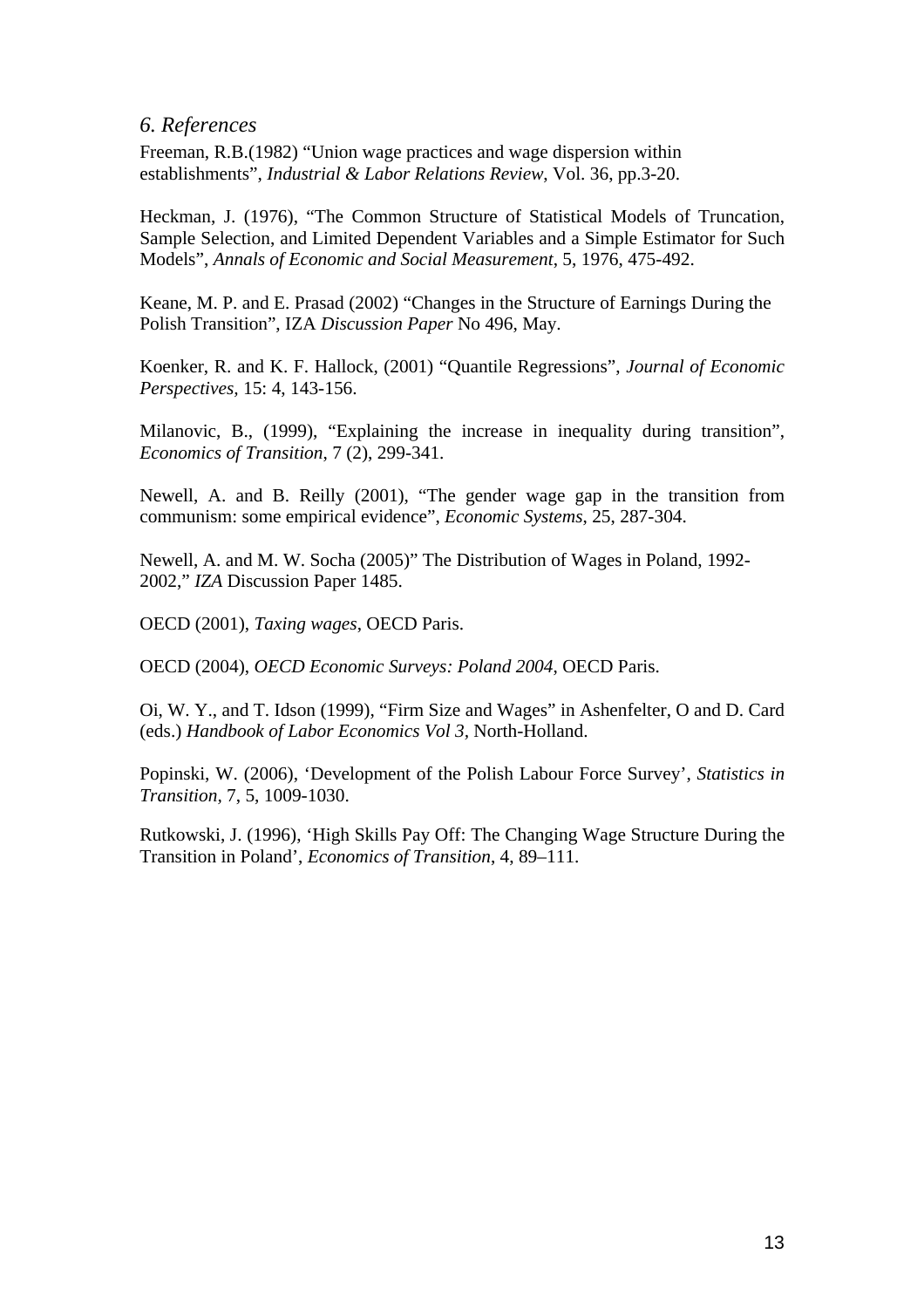## *6. References*

Freeman, R.B.(1982) "Union wage practices and wage dispersion within establishments", *Industrial & Labor Relations Review*, Vol. 36, pp.3-20.

Heckman, J. (1976), "The Common Structure of Statistical Models of Truncation, Sample Selection, and Limited Dependent Variables and a Simple Estimator for Such Models", *Annals of Economic and Social Measurement*, 5, 1976, 475-492.

Keane, M. P. and E. Prasad (2002) "Changes in the Structure of Earnings During the Polish Transition", IZA *Discussion Paper* No 496, May.

Koenker, R. and K. F. Hallock, (2001) "Quantile Regressions", *Journal of Economic Perspectives*, 15: 4, 143-156.

Milanovic, B., (1999), "Explaining the increase in inequality during transition", *Economics of Transition*, 7 (2), 299-341.

Newell, A. and B. Reilly (2001), "The gender wage gap in the transition from communism: some empirical evidence", *Economic Systems*, 25, 287-304.

Newell, A. and M. W. Socha (2005)" The Distribution of Wages in Poland, 1992-2002," *IZA* Discussion Paper 1485.

OECD (2001), *Taxing wages*, OECD Paris.

OECD (2004), *OECD Economic Surveys: Poland 2004*, OECD Paris.

Oi, W. Y., and T. Idson (1999), "Firm Size and Wages" in Ashenfelter, O and D. Card (eds.) *Handbook of Labor Economics Vol 3*, North-Holland.

Popinski, W. (2006), 'Development of the Polish Labour Force Survey', *Statistics in Transition*, 7, 5, 1009-1030.

Rutkowski, J. (1996), 'High Skills Pay Off: The Changing Wage Structure During the Transition in Poland', *Economics of Transition*, 4, 89–111.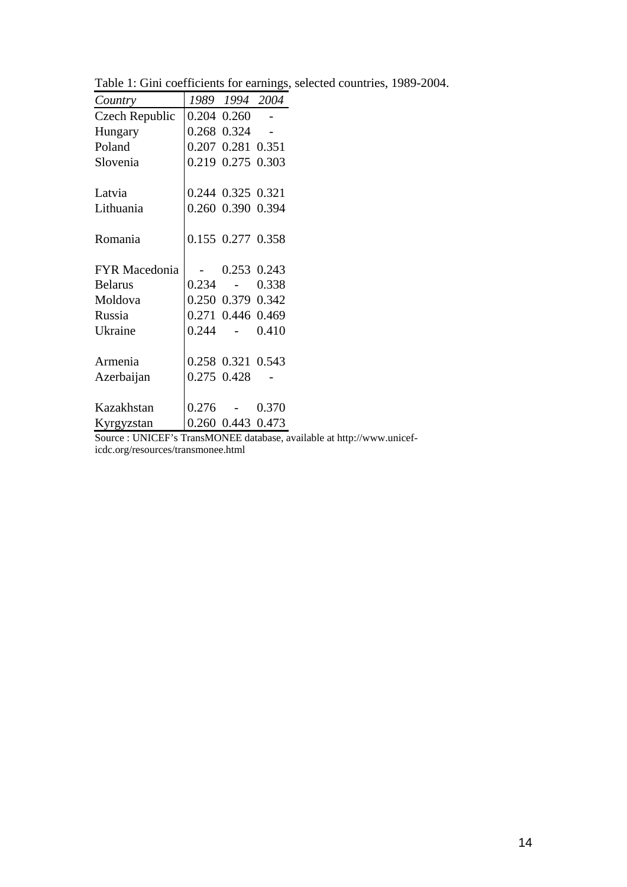Table 1: Gini coefficients for earnings, selected countries, 1989-2004.

| *Country* | *1989* | *1994* | *2004* |
|---|---|---|---|
| Czech Republic | 0.204 | 0.260 | - |
| Hungary | 0.268 | 0.324 | - |
| Poland | 0.207 | 0.281 | 0.351 |
| Slovenia | 0.219 | 0.275 | 0.303 |
| | | | |
| Latvia | 0.244 | 0.325 | 0.321 |
| Lithuania | 0.260 | 0.390 | 0.394 |
| | | | |
| Romania | 0.155 | 0.277 | 0.358 |
| | | | |
| FYR Macedonia | - | 0.253 | 0.243 |
| Belarus | 0.234 | - | 0.338 |
| Moldova | 0.250 | 0.379 | 0.342 |
| Russia | 0.271 | 0.446 | 0.469 |
| Ukraine | 0.244 | - | 0.410 |
| | | | |
| Armenia | 0.258 | 0.321 | 0.543 |
| Azerbaijan | 0.275 | 0.428 | - |
| | | | |
| Kazakhstan | 0.276 | - | 0.370 |
| Kyrgyzstan | 0.260 | 0.443 | 0.473 |

Source : UNICEF's TransMONEE database, available at http://www.unicef-icdc.org/resources/transmonee.html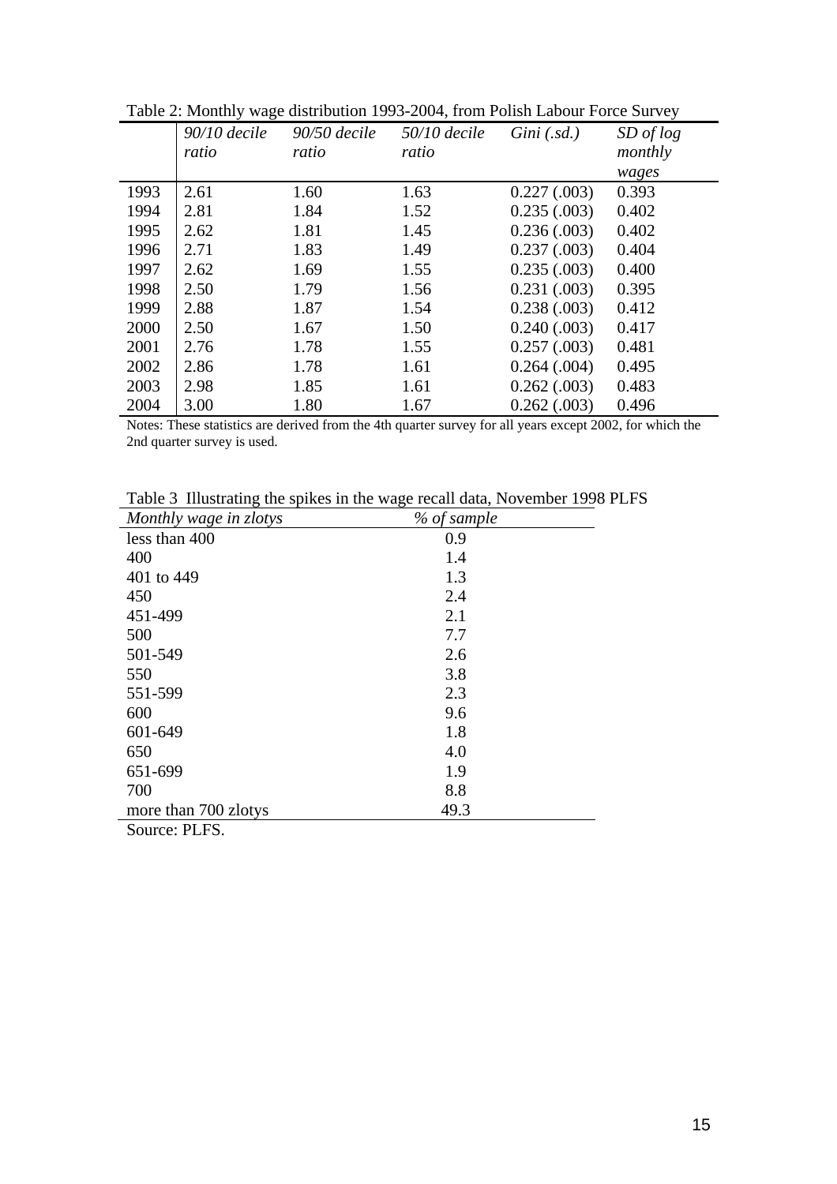Table 2: Monthly wage distribution 1993-2004, from Polish Labour Force Survey

| | *90/10 decile ratio* | *90/50 decile ratio* | *50/10 decile ratio* | *Gini (.sd.)* | *SD of log monthly wages* |
|---|---|---|---|---|---|
| 1993 | 2.61 | 1.60 | 1.63 | 0.227 (.003) | 0.393 |
| 1994 | 2.81 | 1.84 | 1.52 | 0.235 (.003) | 0.402 |
| 1995 | 2.62 | 1.81 | 1.45 | 0.236 (.003) | 0.402 |
| 1996 | 2.71 | 1.83 | 1.49 | 0.237 (.003) | 0.404 |
| 1997 | 2.62 | 1.69 | 1.55 | 0.235 (.003) | 0.400 |
| 1998 | 2.50 | 1.79 | 1.56 | 0.231 (.003) | 0.395 |
| 1999 | 2.88 | 1.87 | 1.54 | 0.238 (.003) | 0.412 |
| 2000 | 2.50 | 1.67 | 1.50 | 0.240 (.003) | 0.417 |
| 2001 | 2.76 | 1.78 | 1.55 | 0.257 (.003) | 0.481 |
| 2002 | 2.86 | 1.78 | 1.61 | 0.264 (.004) | 0.495 |
| 2003 | 2.98 | 1.85 | 1.61 | 0.262 (.003) | 0.483 |
| 2004 | 3.00 | 1.80 | 1.67 | 0.262 (.003) | 0.496 |

Notes: These statistics are derived from the 4th quarter survey for all years except 2002, for which the 2nd quarter survey is used.

Table 3 Illustrating the spikes in the wage recall data, November 1998 PLFS

| *Monthly wage in zlotys* | *% of sample* |
|---|---|
| less than 400 | 0.9 |
| 400 | 1.4 |
| 401 to 449 | 1.3 |
| 450 | 2.4 |
| 451-499 | 2.1 |
| 500 | 7.7 |
| 501-549 | 2.6 |
| 550 | 3.8 |
| 551-599 | 2.3 |
| 600 | 9.6 |
| 601-649 | 1.8 |
| 650 | 4.0 |
| 651-699 | 1.9 |
| 700 | 8.8 |
| more than 700 zlotys | 49.3 |

Source: PLFS.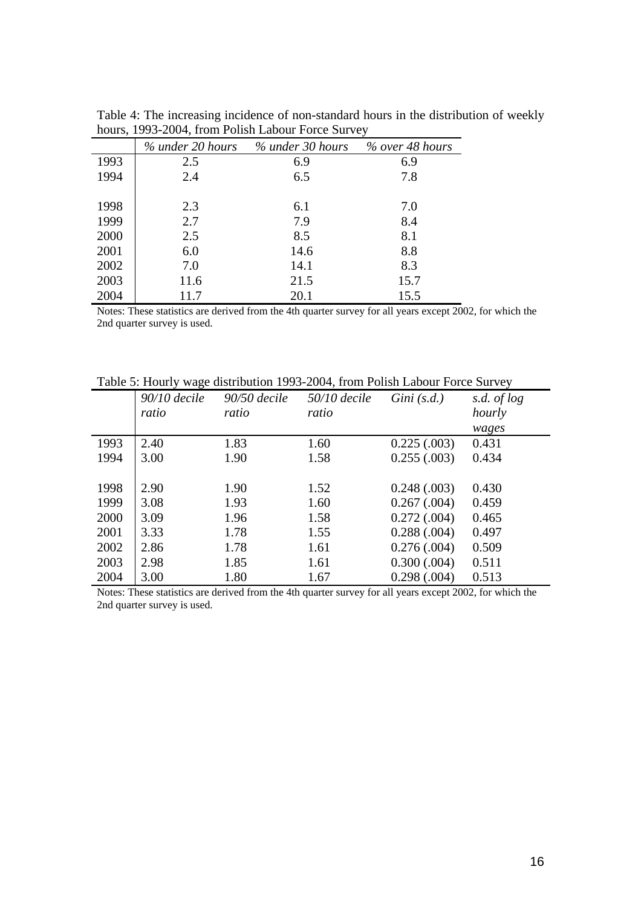Table 4: The increasing incidence of non-standard hours in the distribution of weekly hours, 1993-2004, from Polish Labour Force Survey

| | *% under 20 hours* | *% under 30 hours* | *% over 48 hours* |
|---|---|---|---|
| 1993 | 2.5 | 6.9 | 6.9 |
| 1994 | 2.4 | 6.5 | 7.8 |
| | | | |
| 1998 | 2.3 | 6.1 | 7.0 |
| 1999 | 2.7 | 7.9 | 8.4 |
| 2000 | 2.5 | 8.5 | 8.1 |
| 2001 | 6.0 | 14.6 | 8.8 |
| 2002 | 7.0 | 14.1 | 8.3 |
| 2003 | 11.6 | 21.5 | 15.7 |
| 2004 | 11.7 | 20.1 | 15.5 |

Notes: These statistics are derived from the 4th quarter survey for all years except 2002, for which the 2nd quarter survey is used.

Table 5: Hourly wage distribution 1993-2004, from Polish Labour Force Survey

| | *90/10 decile ratio* | *90/50 decile ratio* | *50/10 decile ratio* | *Gini (s.d.)* | *s.d. of log hourly wages* |
|---|---|---|---|---|---|
| 1993 | 2.40 | 1.83 | 1.60 | 0.225 (.003) | 0.431 |
| 1994 | 3.00 | 1.90 | 1.58 | 0.255 (.003) | 0.434 |
| | | | | | |
| 1998 | 2.90 | 1.90 | 1.52 | 0.248 (.003) | 0.430 |
| 1999 | 3.08 | 1.93 | 1.60 | 0.267 (.004) | 0.459 |
| 2000 | 3.09 | 1.96 | 1.58 | 0.272 (.004) | 0.465 |
| 2001 | 3.33 | 1.78 | 1.55 | 0.288 (.004) | 0.497 |
| 2002 | 2.86 | 1.78 | 1.61 | 0.276 (.004) | 0.509 |
| 2003 | 2.98 | 1.85 | 1.61 | 0.300 (.004) | 0.511 |
| 2004 | 3.00 | 1.80 | 1.67 | 0.298 (.004) | 0.513 |

Notes: These statistics are derived from the 4th quarter survey for all years except 2002, for which the 2nd quarter survey is used.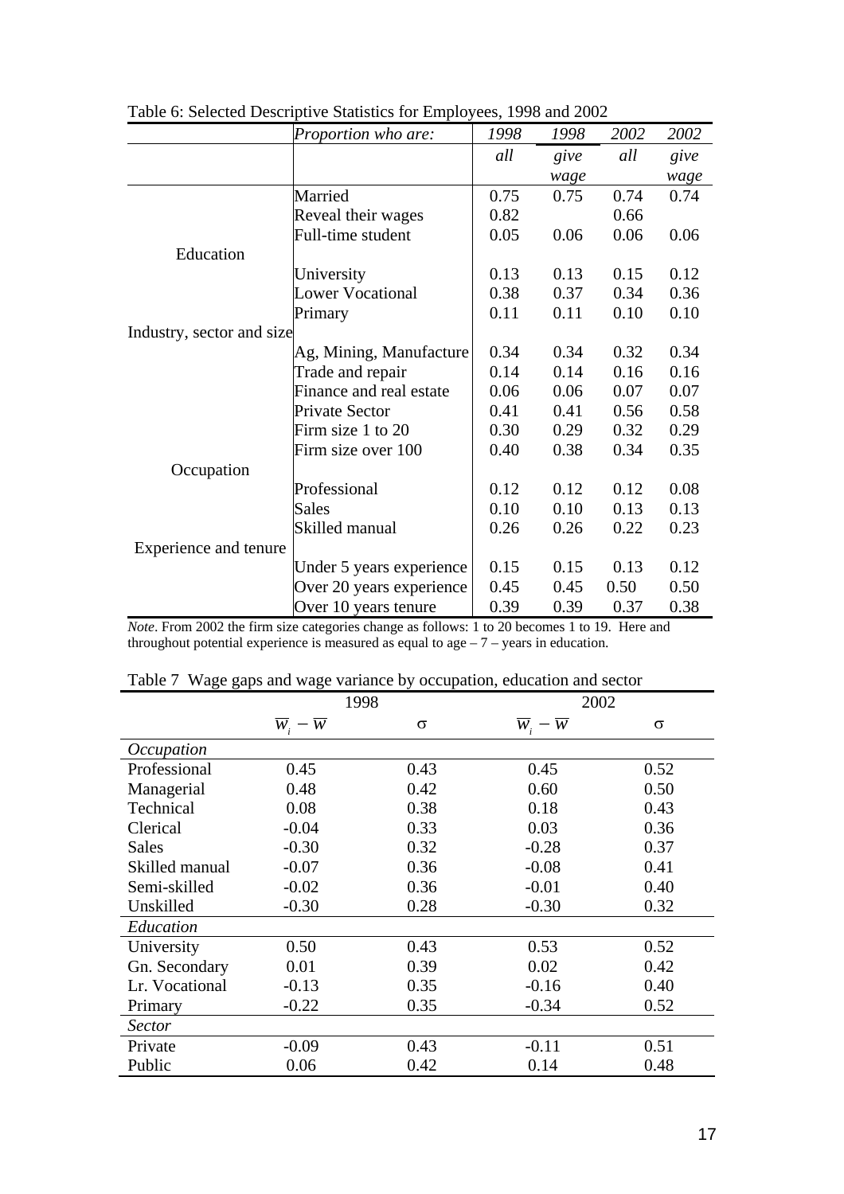Table 6: Selected Descriptive Statistics for Employees, 1998 and 2002

| | *Proportion who are:* | *1998* | *1998* | *2002* | *2002* |
|---|---|---|---|---|---|
| | | *all* | *give wage* | *all* | *give wage* |
| | Married | 0.75 | 0.75 | 0.74 | 0.74 |
| | Reveal their wages | 0.82 | | 0.66 | |
| | Full-time student | 0.05 | 0.06 | 0.06 | 0.06 |
| Education | | | | | |
| | University | 0.13 | 0.13 | 0.15 | 0.12 |
| | Lower Vocational | 0.38 | 0.37 | 0.34 | 0.36 |
| | Primary | 0.11 | 0.11 | 0.10 | 0.10 |
| Industry, sector and size | | | | | |
| | Ag, Mining, Manufacture | 0.34 | 0.34 | 0.32 | 0.34 |
| | Trade and repair | 0.14 | 0.14 | 0.16 | 0.16 |
| | Finance and real estate | 0.06 | 0.06 | 0.07 | 0.07 |
| | Private Sector | 0.41 | 0.41 | 0.56 | 0.58 |
| | Firm size 1 to 20 | 0.30 | 0.29 | 0.32 | 0.29 |
| | Firm size over 100 | 0.40 | 0.38 | 0.34 | 0.35 |
| Occupation | | | | | |
| | Professional | 0.12 | 0.12 | 0.12 | 0.08 |
| | Sales | 0.10 | 0.10 | 0.13 | 0.13 |
| | Skilled manual | 0.26 | 0.26 | 0.22 | 0.23 |
| Experience and tenure | | | | | |
| | Under 5 years experience | 0.15 | 0.15 | 0.13 | 0.12 |
| | Over 20 years experience | 0.45 | 0.45 | 0.50 | 0.50 |
| | Over 10 years tenure | 0.39 | 0.39 | 0.37 | 0.38 |

*Note*. From 2002 the firm size categories change as follows: 1 to 20 becomes 1 to 19. Here and throughout potential experience is measured as equal to age – 7 – years in education.

Table 7 Wage gaps and wage variance by occupation, education and sector

| | 1998 | | 2002 | |
|---|---|---|---|---|
| | $\overline{w}_i - \overline{w}$ | $\sigma$ | $\overline{w}_i - \overline{w}$ | $\sigma$ |
| *Occupation* | | | | |
| Professional | 0.45 | 0.43 | 0.45 | 0.52 |
| Managerial | 0.48 | 0.42 | 0.60 | 0.50 |
| Technical | 0.08 | 0.38 | 0.18 | 0.43 |
| Clerical | -0.04 | 0.33 | 0.03 | 0.36 |
| Sales | -0.30 | 0.32 | -0.28 | 0.37 |
| Skilled manual | -0.07 | 0.36 | -0.08 | 0.41 |
| Semi-skilled | -0.02 | 0.36 | -0.01 | 0.40 |
| Unskilled | -0.30 | 0.28 | -0.30 | 0.32 |
| *Education* | | | | |
| University | 0.50 | 0.43 | 0.53 | 0.52 |
| Gn. Secondary | 0.01 | 0.39 | 0.02 | 0.42 |
| Lr. Vocational | -0.13 | 0.35 | -0.16 | 0.40 |
| Primary | -0.22 | 0.35 | -0.34 | 0.52 |
| *Sector* | | | | |
| Private | -0.09 | 0.43 | -0.11 | 0.51 |
| Public | 0.06 | 0.42 | 0.14 | 0.48 |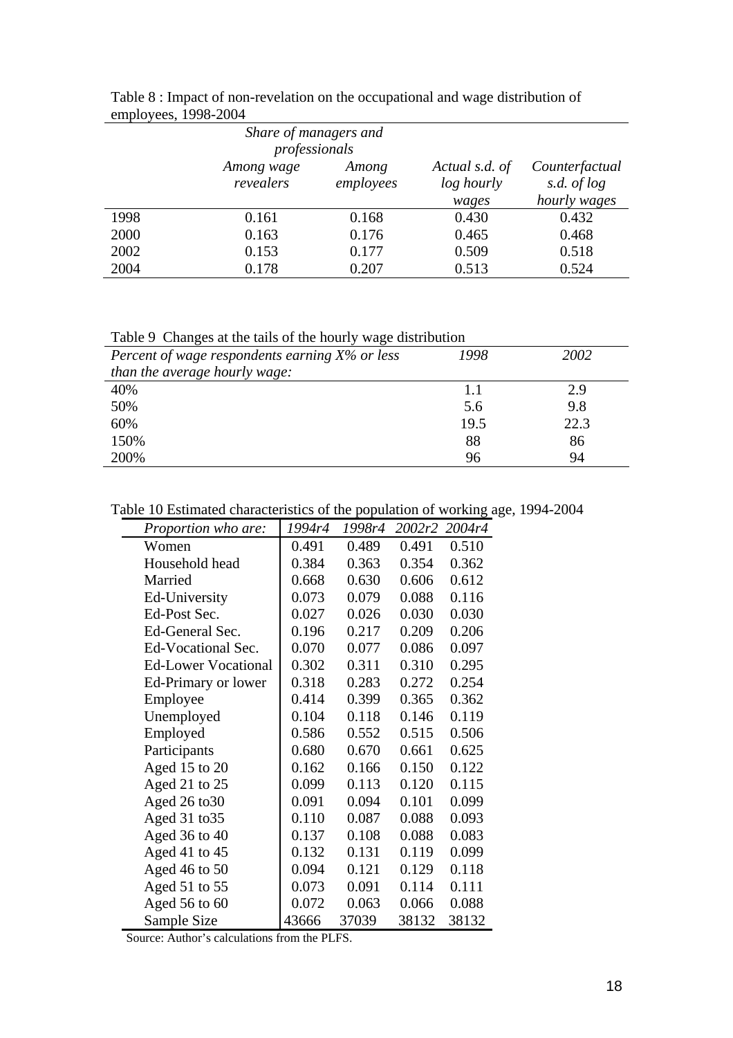Table 8 : Impact of non-revelation on the occupational and wage distribution of employees, 1998-2004

| | *Share of managers and professionals* | | | |
|---|---|---|---|---|
| | *Among wage revealers* | *Among employees* | *Actual s.d. of log hourly wages* | *Counterfactual s.d. of log hourly wages* |
| 1998 | 0.161 | 0.168 | 0.430 | 0.432 |
| 2000 | 0.163 | 0.176 | 0.465 | 0.468 |
| 2002 | 0.153 | 0.177 | 0.509 | 0.518 |
| 2004 | 0.178 | 0.207 | 0.513 | 0.524 |

Table 9 Changes at the tails of the hourly wage distribution

| *Percent of wage respondents earning X% or less than the average hourly wage:* | *1998* | *2002* |
|---|---|---|
| 40% | 1.1 | 2.9 |
| 50% | 5.6 | 9.8 |
| 60% | 19.5 | 22.3 |
| 150% | 88 | 86 |
| 200% | 96 | 94 |

Table 10 Estimated characteristics of the population of working age, 1994-2004

| *Proportion who are:* | *1994r4* | *1998r4* | *2002r2* | *2004r4* |
|---|---|---|---|---|
| Women | 0.491 | 0.489 | 0.491 | 0.510 |
| Household head | 0.384 | 0.363 | 0.354 | 0.362 |
| Married | 0.668 | 0.630 | 0.606 | 0.612 |
| Ed-University | 0.073 | 0.079 | 0.088 | 0.116 |
| Ed-Post Sec. | 0.027 | 0.026 | 0.030 | 0.030 |
| Ed-General Sec. | 0.196 | 0.217 | 0.209 | 0.206 |
| Ed-Vocational Sec. | 0.070 | 0.077 | 0.086 | 0.097 |
| Ed-Lower Vocational | 0.302 | 0.311 | 0.310 | 0.295 |
| Ed-Primary or lower | 0.318 | 0.283 | 0.272 | 0.254 |
| Employee | 0.414 | 0.399 | 0.365 | 0.362 |
| Unemployed | 0.104 | 0.118 | 0.146 | 0.119 |
| Employed | 0.586 | 0.552 | 0.515 | 0.506 |
| Participants | 0.680 | 0.670 | 0.661 | 0.625 |
| Aged 15 to 20 | 0.162 | 0.166 | 0.150 | 0.122 |
| Aged 21 to 25 | 0.099 | 0.113 | 0.120 | 0.115 |
| Aged 26 to30 | 0.091 | 0.094 | 0.101 | 0.099 |
| Aged 31 to35 | 0.110 | 0.087 | 0.088 | 0.093 |
| Aged 36 to 40 | 0.137 | 0.108 | 0.088 | 0.083 |
| Aged 41 to 45 | 0.132 | 0.131 | 0.119 | 0.099 |
| Aged 46 to 50 | 0.094 | 0.121 | 0.129 | 0.118 |
| Aged 51 to 55 | 0.073 | 0.091 | 0.114 | 0.111 |
| Aged 56 to 60 | 0.072 | 0.063 | 0.066 | 0.088 |
| Sample Size | 43666 | 37039 | 38132 | 38132 |

Source: Author's calculations from the PLFS.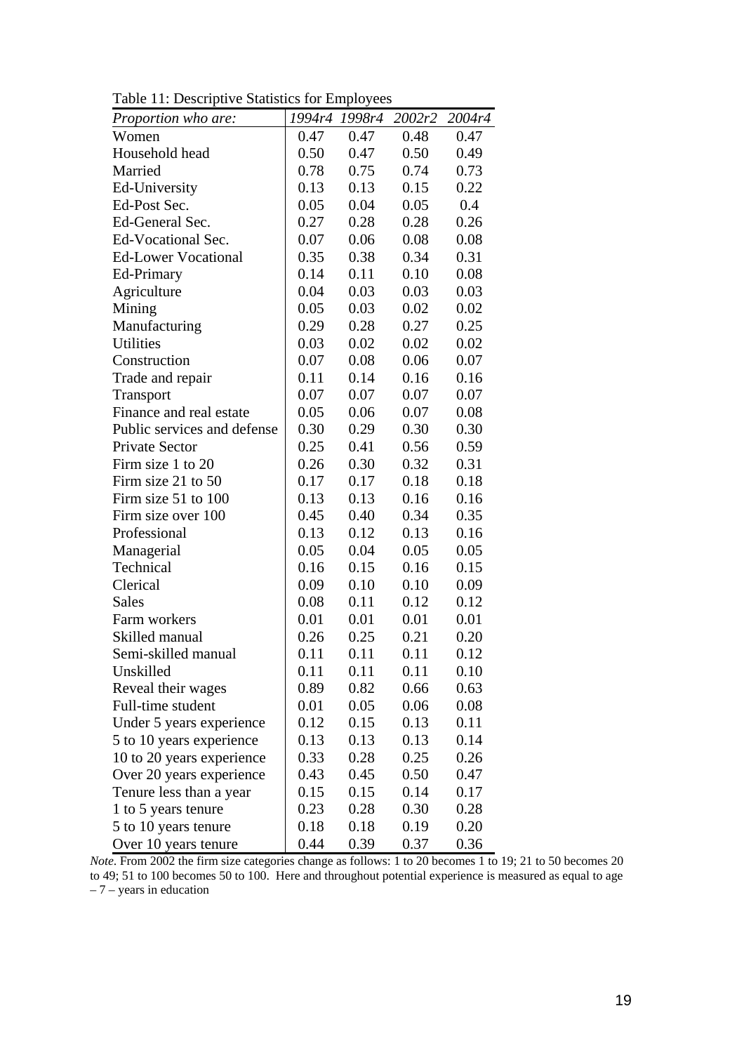Table 11: Descriptive Statistics for Employees

| *Proportion who are:* | *1994r4* | *1998r4* | *2002r2* | *2004r4* |
|---|---|---|---|---|
| Women | 0.47 | 0.47 | 0.48 | 0.47 |
| Household head | 0.50 | 0.47 | 0.50 | 0.49 |
| Married | 0.78 | 0.75 | 0.74 | 0.73 |
| Ed-University | 0.13 | 0.13 | 0.15 | 0.22 |
| Ed-Post Sec. | 0.05 | 0.04 | 0.05 | 0.4 |
| Ed-General Sec. | 0.27 | 0.28 | 0.28 | 0.26 |
| Ed-Vocational Sec. | 0.07 | 0.06 | 0.08 | 0.08 |
| Ed-Lower Vocational | 0.35 | 0.38 | 0.34 | 0.31 |
| Ed-Primary | 0.14 | 0.11 | 0.10 | 0.08 |
| Agriculture | 0.04 | 0.03 | 0.03 | 0.03 |
| Mining | 0.05 | 0.03 | 0.02 | 0.02 |
| Manufacturing | 0.29 | 0.28 | 0.27 | 0.25 |
| Utilities | 0.03 | 0.02 | 0.02 | 0.02 |
| Construction | 0.07 | 0.08 | 0.06 | 0.07 |
| Trade and repair | 0.11 | 0.14 | 0.16 | 0.16 |
| Transport | 0.07 | 0.07 | 0.07 | 0.07 |
| Finance and real estate | 0.05 | 0.06 | 0.07 | 0.08 |
| Public services and defense | 0.30 | 0.29 | 0.30 | 0.30 |
| Private Sector | 0.25 | 0.41 | 0.56 | 0.59 |
| Firm size 1 to 20 | 0.26 | 0.30 | 0.32 | 0.31 |
| Firm size 21 to 50 | 0.17 | 0.17 | 0.18 | 0.18 |
| Firm size 51 to 100 | 0.13 | 0.13 | 0.16 | 0.16 |
| Firm size over 100 | 0.45 | 0.40 | 0.34 | 0.35 |
| Professional | 0.13 | 0.12 | 0.13 | 0.16 |
| Managerial | 0.05 | 0.04 | 0.05 | 0.05 |
| Technical | 0.16 | 0.15 | 0.16 | 0.15 |
| Clerical | 0.09 | 0.10 | 0.10 | 0.09 |
| Sales | 0.08 | 0.11 | 0.12 | 0.12 |
| Farm workers | 0.01 | 0.01 | 0.01 | 0.01 |
| Skilled manual | 0.26 | 0.25 | 0.21 | 0.20 |
| Semi-skilled manual | 0.11 | 0.11 | 0.11 | 0.12 |
| Unskilled | 0.11 | 0.11 | 0.11 | 0.10 |
| Reveal their wages | 0.89 | 0.82 | 0.66 | 0.63 |
| Full-time student | 0.01 | 0.05 | 0.06 | 0.08 |
| Under 5 years experience | 0.12 | 0.15 | 0.13 | 0.11 |
| 5 to 10 years experience | 0.13 | 0.13 | 0.13 | 0.14 |
| 10 to 20 years experience | 0.33 | 0.28 | 0.25 | 0.26 |
| Over 20 years experience | 0.43 | 0.45 | 0.50 | 0.47 |
| Tenure less than a year | 0.15 | 0.15 | 0.14 | 0.17 |
| 1 to 5 years tenure | 0.23 | 0.28 | 0.30 | 0.28 |
| 5 to 10 years tenure | 0.18 | 0.18 | 0.19 | 0.20 |
| Over 10 years tenure | 0.44 | 0.39 | 0.37 | 0.36 |

*Note*. From 2002 the firm size categories change as follows: 1 to 20 becomes 1 to 19; 21 to 50 becomes 20 to 49; 51 to 100 becomes 50 to 100. Here and throughout potential experience is measured as equal to age – 7 – years in education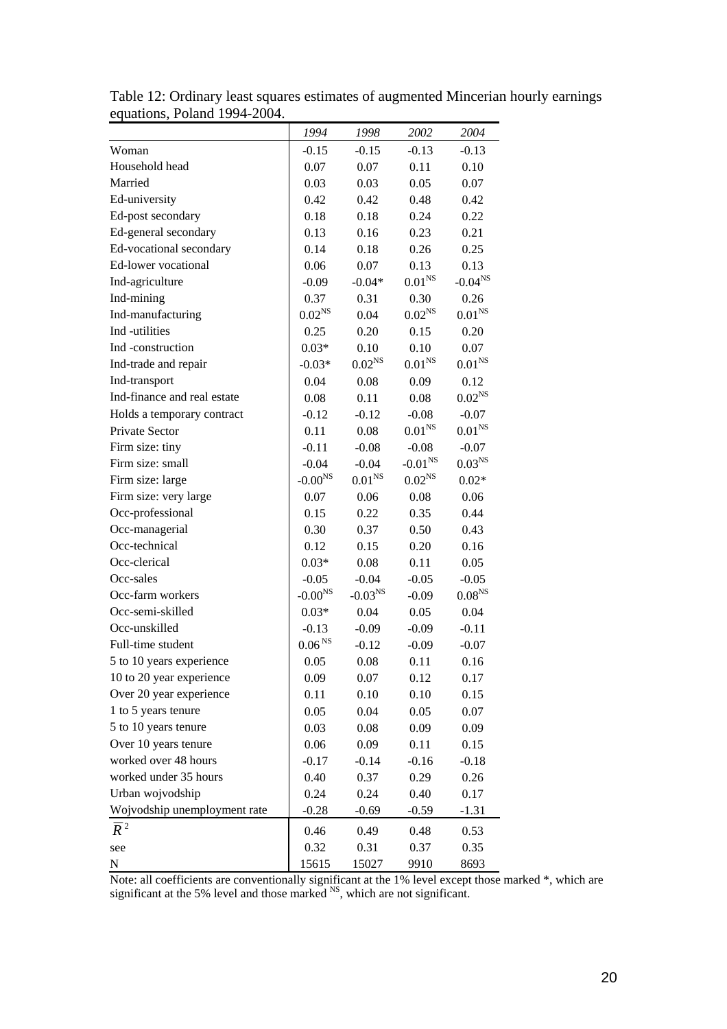Table 12: Ordinary least squares estimates of augmented Mincerian hourly earnings equations, Poland 1994-2004.

| | *1994* | *1998* | *2002* | *2004* |
|---|---|---|---|---|
| Woman | -0.15 | -0.15 | -0.13 | -0.13 |
| Household head | 0.07 | 0.07 | 0.11 | 0.10 |
| Married | 0.03 | 0.03 | 0.05 | 0.07 |
| Ed-university | 0.42 | 0.42 | 0.48 | 0.42 |
| Ed-post secondary | 0.18 | 0.18 | 0.24 | 0.22 |
| Ed-general secondary | 0.13 | 0.16 | 0.23 | 0.21 |
| Ed-vocational secondary | 0.14 | 0.18 | 0.26 | 0.25 |
| Ed-lower vocational | 0.06 | 0.07 | 0.13 | 0.13 |
| Ind-agriculture | -0.09 | -0.04* | $0.01^{NS}$ | $-0.04^{NS}$ |
| Ind-mining | 0.37 | 0.31 | 0.30 | 0.26 |
| Ind-manufacturing | $0.02^{NS}$ | 0.04 | $0.02^{NS}$ | $0.01^{NS}$ |
| Ind -utilities | 0.25 | 0.20 | 0.15 | 0.20 |
| Ind -construction | 0.03* | 0.10 | 0.10 | 0.07 |
| Ind-trade and repair | -0.03* | $0.02^{NS}$ | $0.01^{NS}$ | $0.01^{NS}$ |
| Ind-transport | 0.04 | 0.08 | 0.09 | 0.12 |
| Ind-finance and real estate | 0.08 | 0.11 | 0.08 | $0.02^{NS}$ |
| Holds a temporary contract | -0.12 | -0.12 | -0.08 | -0.07 |
| Private Sector | 0.11 | 0.08 | $0.01^{NS}$ | $0.01^{NS}$ |
| Firm size: tiny | -0.11 | -0.08 | -0.08 | -0.07 |
| Firm size: small | -0.04 | -0.04 | $-0.01^{NS}$ | $0.03^{NS}$ |
| Firm size: large | $-0.00^{NS}$ | $0.01^{NS}$ | $0.02^{NS}$ | 0.02* |
| Firm size: very large | 0.07 | 0.06 | 0.08 | 0.06 |
| Occ-professional | 0.15 | 0.22 | 0.35 | 0.44 |
| Occ-managerial | 0.30 | 0.37 | 0.50 | 0.43 |
| Occ-technical | 0.12 | 0.15 | 0.20 | 0.16 |
| Occ-clerical | 0.03* | 0.08 | 0.11 | 0.05 |
| Occ-sales | -0.05 | -0.04 | -0.05 | -0.05 |
| Occ-farm workers | $-0.00^{NS}$ | $-0.03^{NS}$ | -0.09 | $0.08^{NS}$ |
| Occ-semi-skilled | 0.03* | 0.04 | 0.05 | 0.04 |
| Occ-unskilled | -0.13 | -0.09 | -0.09 | -0.11 |
| Full-time student | $0.06^{NS}$ | -0.12 | -0.09 | -0.07 |
| 5 to 10 years experience | 0.05 | 0.08 | 0.11 | 0.16 |
| 10 to 20 year experience | 0.09 | 0.07 | 0.12 | 0.17 |
| Over 20 year experience | 0.11 | 0.10 | 0.10 | 0.15 |
| 1 to 5 years tenure | 0.05 | 0.04 | 0.05 | 0.07 |
| 5 to 10 years tenure | 0.03 | 0.08 | 0.09 | 0.09 |
| Over 10 years tenure | 0.06 | 0.09 | 0.11 | 0.15 |
| worked over 48 hours | -0.17 | -0.14 | -0.16 | -0.18 |
| worked under 35 hours | 0.40 | 0.37 | 0.29 | 0.26 |
| Urban wojvodship | 0.24 | 0.24 | 0.40 | 0.17 |
| Wojvodship unemployment rate | -0.28 | -0.69 | -0.59 | -1.31 |
| $\overline{R}^2$ | 0.46 | 0.49 | 0.48 | 0.53 |
| see | 0.32 | 0.31 | 0.37 | 0.35 |
| N | 15615 | 15027 | 9910 | 8693 |

Note: all coefficients are conventionally significant at the 1% level except those marked *, which are significant at the 5% level and those marked $^{NS}$, which are not significant.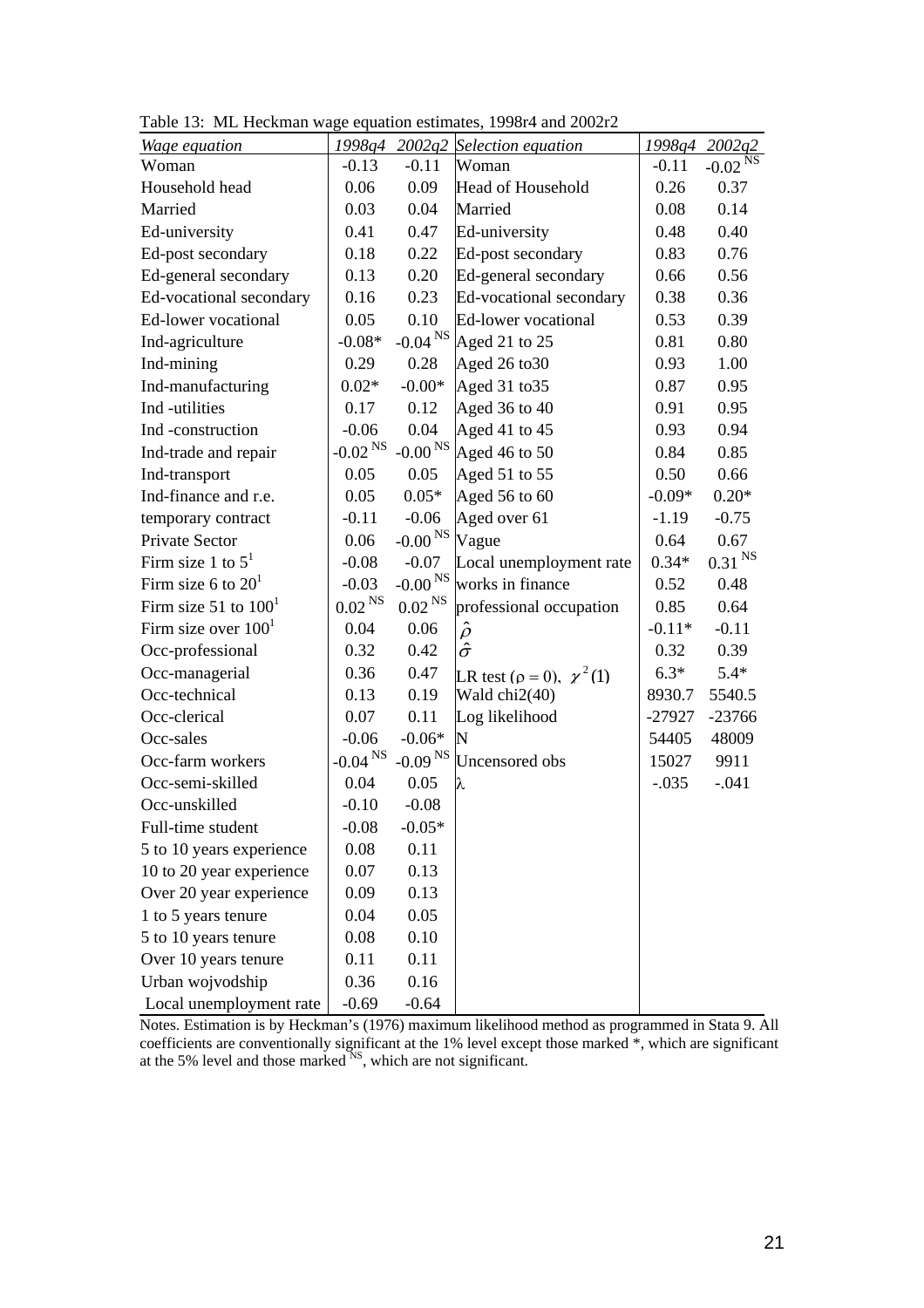Table 13: ML Heckman wage equation estimates, 1998r4 and 2002r2

| *Wage equation* | *1998q4* | *2002q2* | *Selection equation* | *1998q4* | *2002q2* |
|---|---|---|---|---|---|
| Woman | -0.13 | -0.11 | Woman | -0.11 | -0.02 $^{NS}$ |
| Household head | 0.06 | 0.09 | Head of Household | 0.26 | 0.37 |
| Married | 0.03 | 0.04 | Married | 0.08 | 0.14 |
| Ed-university | 0.41 | 0.47 | Ed-university | 0.48 | 0.40 |
| Ed-post secondary | 0.18 | 0.22 | Ed-post secondary | 0.83 | 0.76 |
| Ed-general secondary | 0.13 | 0.20 | Ed-general secondary | 0.66 | 0.56 |
| Ed-vocational secondary | 0.16 | 0.23 | Ed-vocational secondary | 0.38 | 0.36 |
| Ed-lower vocational | 0.05 | 0.10 | Ed-lower vocational | 0.53 | 0.39 |
| Ind-agriculture | -0.08* | -0.04 $^{NS}$ | Aged 21 to 25 | 0.81 | 0.80 |
| Ind-mining | 0.29 | 0.28 | Aged 26 to30 | 0.93 | 1.00 |
| Ind-manufacturing | 0.02* | -0.00* | Aged 31 to35 | 0.87 | 0.95 |
| Ind -utilities | 0.17 | 0.12 | Aged 36 to 40 | 0.91 | 0.95 |
| Ind -construction | -0.06 | 0.04 | Aged 41 to 45 | 0.93 | 0.94 |
| Ind-trade and repair | -0.02 $^{NS}$ | -0.00 $^{NS}$ | Aged 46 to 50 | 0.84 | 0.85 |
| Ind-transport | 0.05 | 0.05 | Aged 51 to 55 | 0.50 | 0.66 |
| Ind-finance and r.e. | 0.05 | 0.05* | Aged 56 to 60 | -0.09* | 0.20* |
| temporary contract | -0.11 | -0.06 | Aged over 61 | -1.19 | -0.75 |
| Private Sector | 0.06 | -0.00 $^{NS}$ | Vague | 0.64 | 0.67 |
| Firm size 1 to 5[1] | -0.08 | -0.07 | Local unemployment rate | 0.34* | 0.31 $^{NS}$ |
| Firm size 6 to 20[1] | -0.03 | -0.00 $^{NS}$ | works in finance | 0.52 | 0.48 |
| Firm size 51 to 100[1] | 0.02 $^{NS}$ | 0.02 $^{NS}$ | professional occupation | 0.85 | 0.64 |
| Firm size over 100[1] | 0.04 | 0.06 | $\hat{\rho}$ | -0.11* | -0.11 |
| Occ-professional | 0.32 | 0.42 | $\hat{\sigma}$ | 0.32 | 0.39 |
| Occ-managerial | 0.36 | 0.47 | LR test ($\rho = 0$), $\chi^2(1)$ | 6.3* | 5.4* |
| Occ-technical | 0.13 | 0.19 | Wald chi2(40) | 8930.7 | 5540.5 |
| Occ-clerical | 0.07 | 0.11 | Log likelihood | -27927 | -23766 |
| Occ-sales | -0.06 | -0.06* | N | 54405 | 48009 |
| Occ-farm workers | -0.04 $^{NS}$ | -0.09 $^{NS}$ | Uncensored obs | 15027 | 9911 |
| Occ-semi-skilled | 0.04 | 0.05 | $\lambda$ | -.035 | -.041 |
| Occ-unskilled | -0.10 | -0.08 | | | |
| Full-time student | -0.08 | -0.05* | | | |
| 5 to 10 years experience | 0.08 | 0.11 | | | |
| 10 to 20 year experience | 0.07 | 0.13 | | | |
| Over 20 year experience | 0.09 | 0.13 | | | |
| 1 to 5 years tenure | 0.04 | 0.05 | | | |
| 5 to 10 years tenure | 0.08 | 0.10 | | | |
| Over 10 years tenure | 0.11 | 0.11 | | | |
| Urban wojvodship | 0.36 | 0.16 | | | |
| Local unemployment rate | -0.69 | -0.64 | | | |

Notes. Estimation is by Heckman's (1976) maximum likelihood method as programmed in Stata 9. All coefficients are conventionally significant at the 1% level except those marked *, which are significant at the 5% level and those marked $^{NS}$, which are not significant.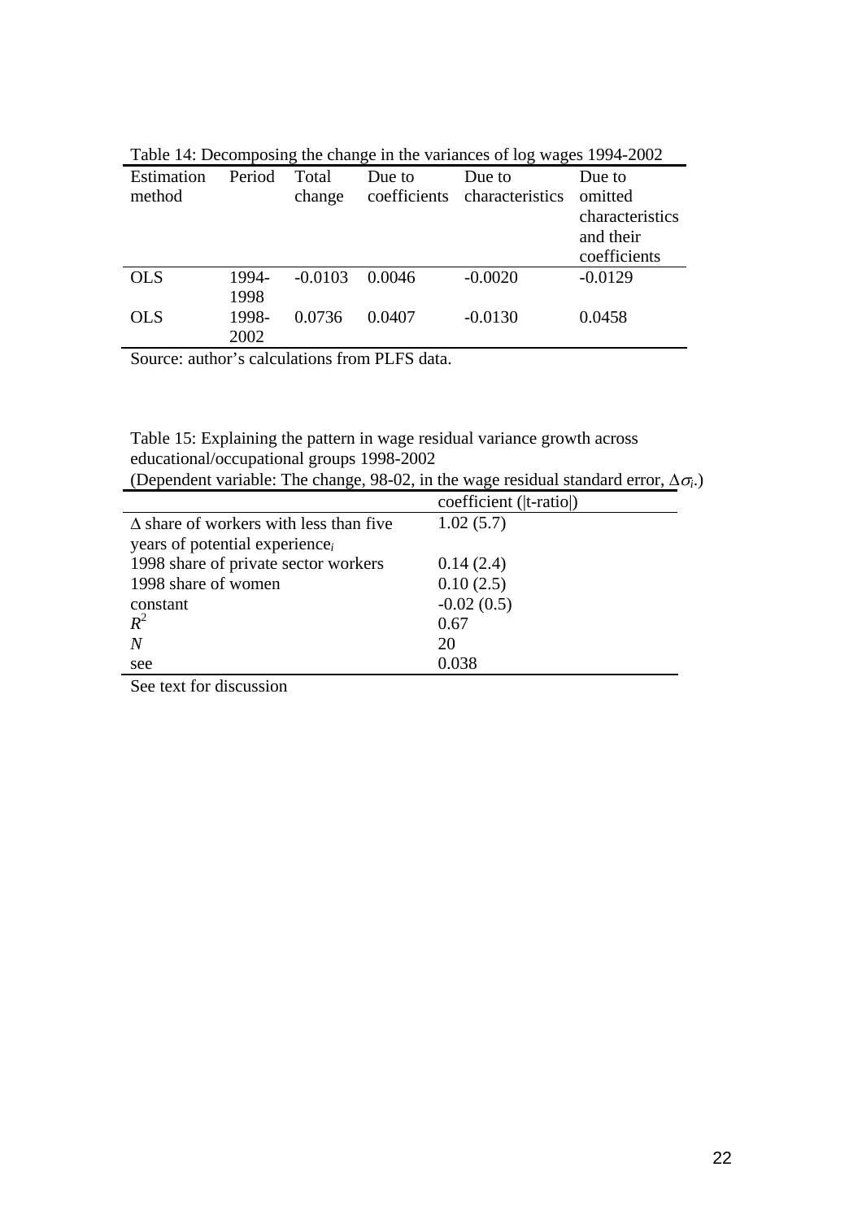Table 14: Decomposing the change in the variances of log wages 1994-2002

| Estimation method | Period | Total change | Due to coefficients | Due to characteristics | Due to omitted characteristics and their coefficients |
|---|---|---|---|---|---|
| OLS | 1994-1998 | -0.0103 | 0.0046 | -0.0020 | -0.0129 |
| OLS | 1998-2002 | 0.0736 | 0.0407 | -0.0130 | 0.0458 |

Source: author's calculations from PLFS data.

Table 15: Explaining the pattern in wage residual variance growth across educational/occupational groups 1998-2002
(Dependent variable: The change, 98-02, in the wage residual standard error, $\Delta\sigma_i$.)

| | coefficient (\|t-ratio\|) |
|---|---|
| $\Delta$ share of workers with less than five years of potential experience$_i$ | 1.02 (5.7) |
| 1998 share of private sector workers | 0.14 (2.4) |
| 1998 share of women | 0.10 (2.5) |
| constant | -0.02 (0.5) |
| $R^2$ | 0.67 |
| $N$ | 20 |
| see | 0.038 |

See text for discussion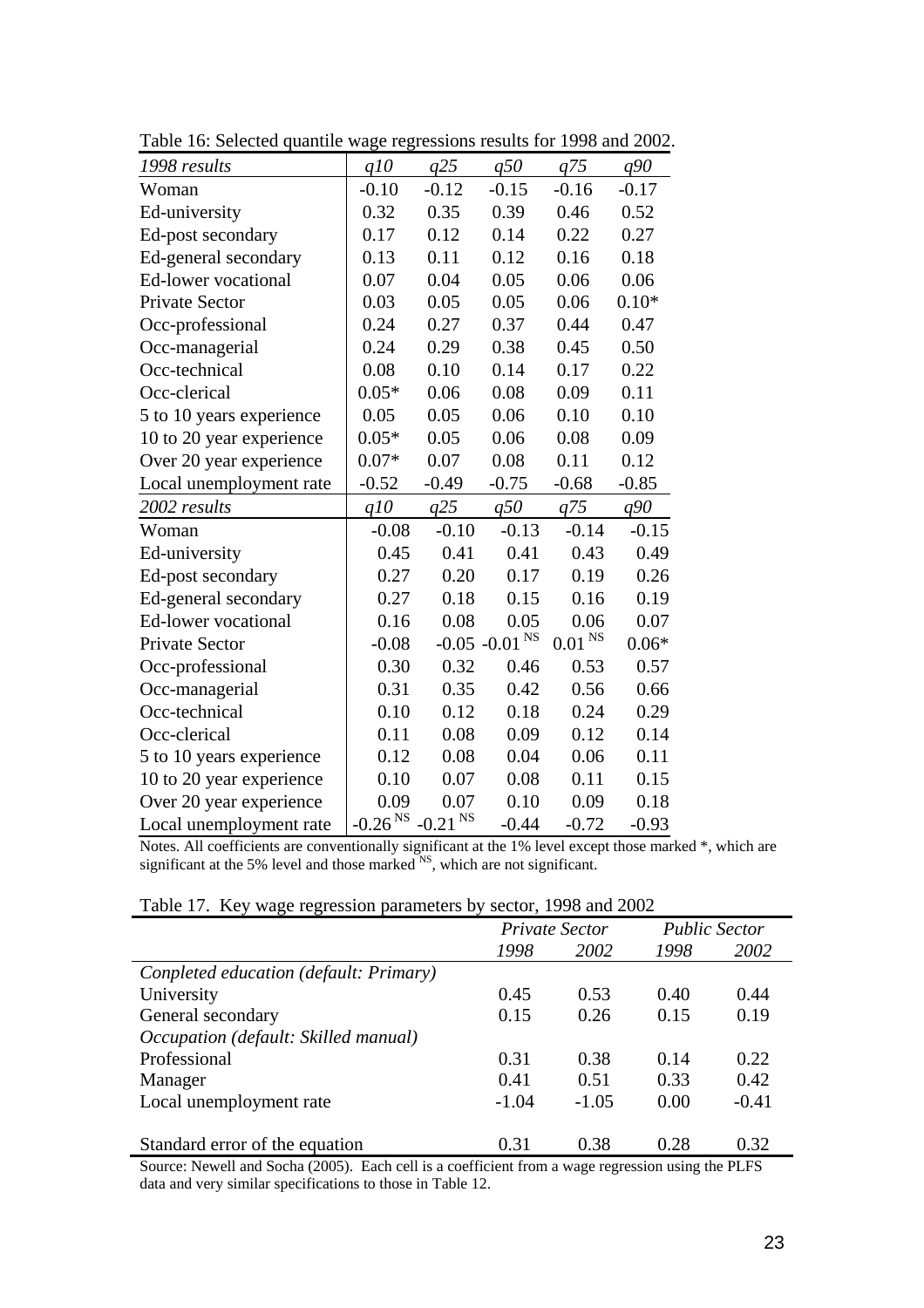Table 16: Selected quantile wage regressions results for 1998 and 2002.

| *1998 results* | *q10* | *q25* | *q50* | *q75* | *q90* |
|---|---|---|---|---|---|
| Woman | -0.10 | -0.12 | -0.15 | -0.16 | -0.17 |
| Ed-university | 0.32 | 0.35 | 0.39 | 0.46 | 0.52 |
| Ed-post secondary | 0.17 | 0.12 | 0.14 | 0.22 | 0.27 |
| Ed-general secondary | 0.13 | 0.11 | 0.12 | 0.16 | 0.18 |
| Ed-lower vocational | 0.07 | 0.04 | 0.05 | 0.06 | 0.06 |
| Private Sector | 0.03 | 0.05 | 0.05 | 0.06 | 0.10* |
| Occ-professional | 0.24 | 0.27 | 0.37 | 0.44 | 0.47 |
| Occ-managerial | 0.24 | 0.29 | 0.38 | 0.45 | 0.50 |
| Occ-technical | 0.08 | 0.10 | 0.14 | 0.17 | 0.22 |
| Occ-clerical | 0.05* | 0.06 | 0.08 | 0.09 | 0.11 |
| 5 to 10 years experience | 0.05 | 0.05 | 0.06 | 0.10 | 0.10 |
| 10 to 20 year experience | 0.05* | 0.05 | 0.06 | 0.08 | 0.09 |
| Over 20 year experience | 0.07* | 0.07 | 0.08 | 0.11 | 0.12 |
| Local unemployment rate | -0.52 | -0.49 | -0.75 | -0.68 | -0.85 |
| *2002 results* | *q10* | *q25* | *q50* | *q75* | *q90* |
| Woman | -0.08 | -0.10 | -0.13 | -0.14 | -0.15 |
| Ed-university | 0.45 | 0.41 | 0.41 | 0.43 | 0.49 |
| Ed-post secondary | 0.27 | 0.20 | 0.17 | 0.19 | 0.26 |
| Ed-general secondary | 0.27 | 0.18 | 0.15 | 0.16 | 0.19 |
| Ed-lower vocational | 0.16 | 0.08 | 0.05 | 0.06 | 0.07 |
| Private Sector | -0.08 | -0.05 | -0.01 NS | 0.01 NS | 0.06* |
| Occ-professional | 0.30 | 0.32 | 0.46 | 0.53 | 0.57 |
| Occ-managerial | 0.31 | 0.35 | 0.42 | 0.56 | 0.66 |
| Occ-technical | 0.10 | 0.12 | 0.18 | 0.24 | 0.29 |
| Occ-clerical | 0.11 | 0.08 | 0.09 | 0.12 | 0.14 |
| 5 to 10 years experience | 0.12 | 0.08 | 0.04 | 0.06 | 0.11 |
| 10 to 20 year experience | 0.10 | 0.07 | 0.08 | 0.11 | 0.15 |
| Over 20 year experience | 0.09 | 0.07 | 0.10 | 0.09 | 0.18 |
| Local unemployment rate | -0.26 NS | -0.21 NS | -0.44 | -0.72 | -0.93 |

Notes. All coefficients are conventionally significant at the 1% level except those marked *, which are significant at the 5% level and those marked NS, which are not significant.

Table 17. Key wage regression parameters by sector, 1998 and 2002

| | *Private Sector* | | *Public Sector* | |
|---|---|---|---|---|
| | *1998* | *2002* | *1998* | *2002* |
| *Conpleted education (default: Primary)* | | | | |
| University | 0.45 | 0.53 | 0.40 | 0.44 |
| General secondary | 0.15 | 0.26 | 0.15 | 0.19 |
| *Occupation (default: Skilled manual)* | | | | |
| Professional | 0.31 | 0.38 | 0.14 | 0.22 |
| Manager | 0.41 | 0.51 | 0.33 | 0.42 |
| Local unemployment rate | -1.04 | -1.05 | 0.00 | -0.41 |
| | | | | |
| Standard error of the equation | 0.31 | 0.38 | 0.28 | 0.32 |

Source: Newell and Socha (2005). Each cell is a coefficient from a wage regression using the PLFS data and very similar specifications to those in Table 12.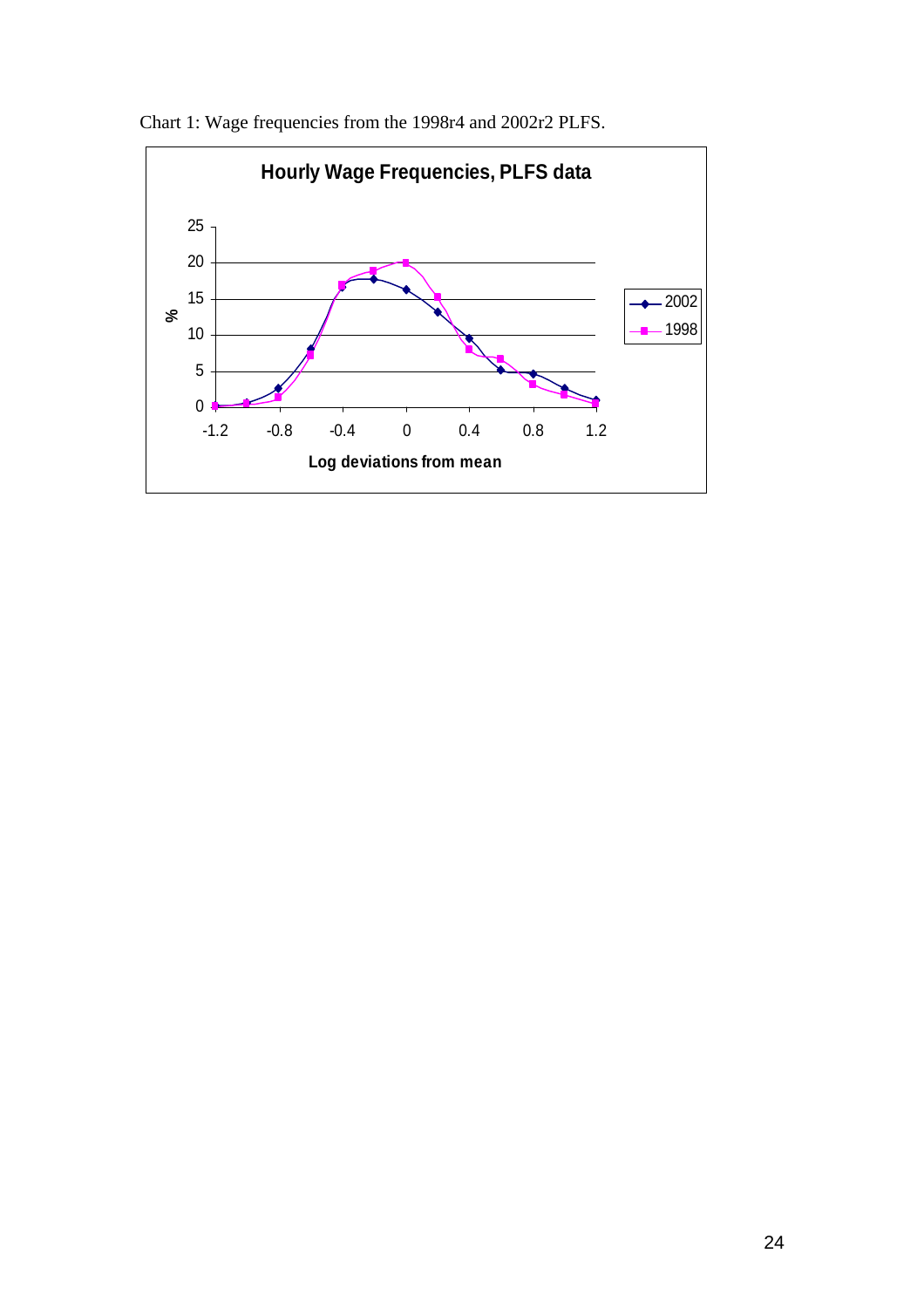Chart 1: Wage frequencies from the 1998r4 and 2002r2 PLFS.

Hourly Wage Frequencies, PLFS data

%

25
20
15
10
5
0

-1.2 -0.8 -0.4 0 0.4 0.8 1.2

Log deviations from mean

2002
1998